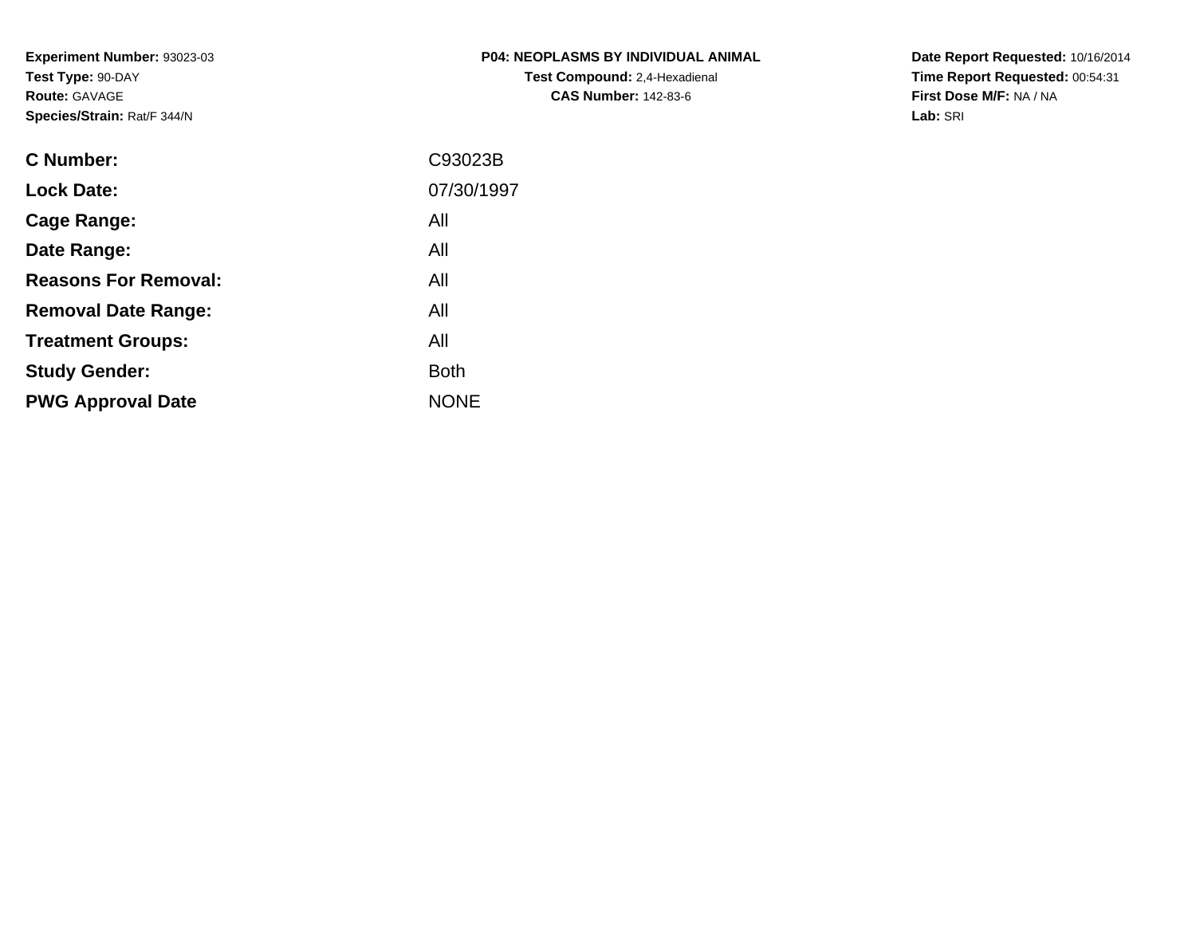**Experiment Number:** 93023-03
**Test Type:** 90-DAY
**Route:** GAVAGE
**Species/Strain:** Rat/F 344/N

**P04: NEOPLASMS BY INDIVIDUAL ANIMAL**
**Test Compound:** 2,4-Hexadienal
**CAS Number:** 142-83-6

**Date Report Requested:** 10/16/2014
**Time Report Requested:** 00:54:31
**First Dose M/F:** NA / NA
**Lab:** SRI

| | |
|---|---|
| **C Number:** | C93023B |
| **Lock Date:** | 07/30/1997 |
| **Cage Range:** | All |
| **Date Range:** | All |
| **Reasons For Removal:** | All |
| **Removal Date Range:** | All |
| **Treatment Groups:** | All |
| **Study Gender:** | Both |
| **PWG Approval Date** | NONE |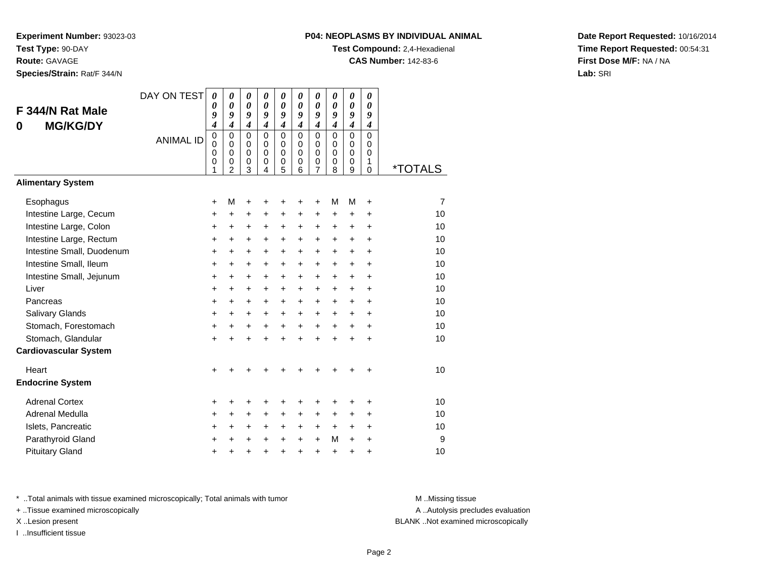**Experiment Number:** 93023-03
**Test Type:** 90-DAY
**Route:** GAVAGE
**Species/Strain:** Rat/F 344/N

**P04: NEOPLASMS BY INDIVIDUAL ANIMAL**
**Test Compound:** 2,4-Hexadienal
**CAS Number:** 142-83-6

**Date Report Requested:** 10/16/2014
**Time Report Requested:** 00:54:31
**First Dose M/F:** NA / NA
**Lab:** SRI

## F 344/N Rat Male
## 0 MG/KG/DY

| DAY ON TEST | 0094 | 0094 | 0094 | 0094 | 0094 | 0094 | 0094 | 0094 | 0094 | 0094 | |
|---|---|---|---|---|---|---|---|---|---|---|---|
| ANIMAL ID | 00001 | 00002 | 00003 | 00004 | 00005 | 00006 | 00007 | 00008 | 00009 | 00010 | *TOTALS |
| **Alimentary System** | | | | | | | | | | | |
| Esophagus | + | M | + | + | + | + | + | M | M | + | 7 |
| Intestine Large, Cecum | + | + | + | + | + | + | + | + | + | + | 10 |
| Intestine Large, Colon | + | + | + | + | + | + | + | + | + | + | 10 |
| Intestine Large, Rectum | + | + | + | + | + | + | + | + | + | + | 10 |
| Intestine Small, Duodenum | + | + | + | + | + | + | + | + | + | + | 10 |
| Intestine Small, Ileum | + | + | + | + | + | + | + | + | + | + | 10 |
| Intestine Small, Jejunum | + | + | + | + | + | + | + | + | + | + | 10 |
| Liver | + | + | + | + | + | + | + | + | + | + | 10 |
| Pancreas | + | + | + | + | + | + | + | + | + | + | 10 |
| Salivary Glands | + | + | + | + | + | + | + | + | + | + | 10 |
| Stomach, Forestomach | + | + | + | + | + | + | + | + | + | + | 10 |
| Stomach, Glandular | + | + | + | + | + | + | + | + | + | + | 10 |
| **Cardiovascular System** | | | | | | | | | | | |
| Heart | + | + | + | + | + | + | + | + | + | + | 10 |
| **Endocrine System** | | | | | | | | | | | |
| Adrenal Cortex | + | + | + | + | + | + | + | + | + | + | 10 |
| Adrenal Medulla | + | + | + | + | + | + | + | + | + | + | 10 |
| Islets, Pancreatic | + | + | + | + | + | + | + | + | + | + | 10 |
| Parathyroid Gland | + | + | + | + | + | + | + | M | + | + | 9 |
| Pituitary Gland | + | + | + | + | + | + | + | + | + | + | 10 |

* ..Total animals with tissue examined microscopically; Total animals with tumor
+ ..Tissue examined microscopically
X ..Lesion present
I ..Insufficient tissue

M ..Missing tissue
A ..Autolysis precludes evaluation
BLANK ..Not examined microscopically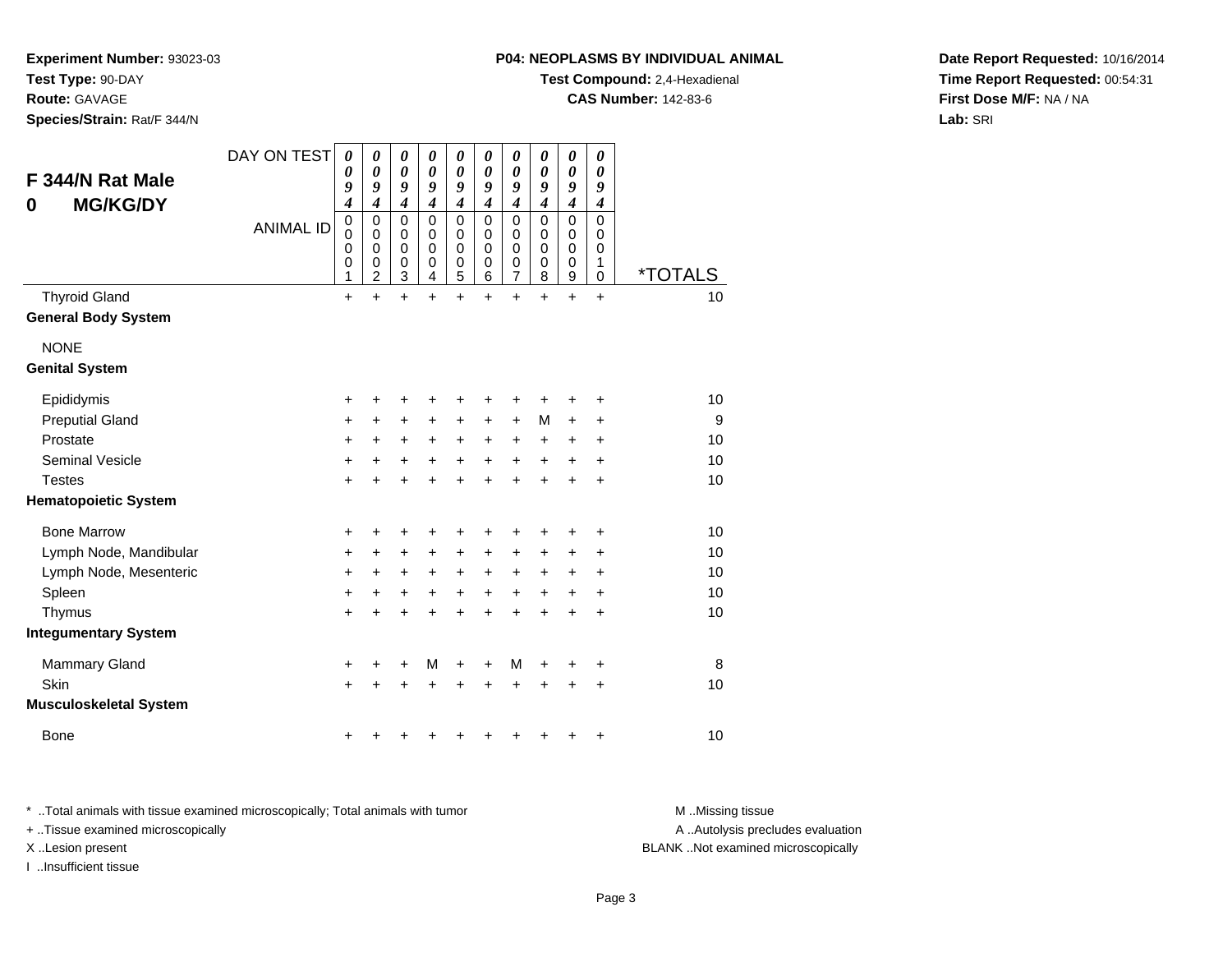**Experiment Number:** 93023-03
**Test Type:** 90-DAY
**Route:** GAVAGE
**Species/Strain:** Rat/F 344/N

**P04: NEOPLASMS BY INDIVIDUAL ANIMAL**
**Test Compound:** 2,4-Hexadienal
**CAS Number:** 142-83-6

**Date Report Requested:** 10/16/2014
**Time Report Requested:** 00:54:31
**First Dose M/F:** NA / NA
**Lab:** SRI

## F 344/N Rat Male
## 0 MG/KG/DY

| DAY ON TEST | 0094 | 0094 | 0094 | 0094 | 0094 | 0094 | 0094 | 0094 | 0094 | 0094 | |
|---|---|---|---|---|---|---|---|---|---|---|---|
| ANIMAL ID | 00001 | 00002 | 00003 | 00004 | 00005 | 00006 | 00007 | 00008 | 00009 | 00010 | *TOTALS |
| Thyroid Gland | + | + | + | + | + | + | + | + | + | + | 10 |
| **General Body System** | | | | | | | | | | | |
| NONE | | | | | | | | | | | |
| **Genital System** | | | | | | | | | | | |
| Epididymis | + | + | + | + | + | + | + | + | + | + | 10 |
| Preputial Gland | + | + | + | + | + | + | + | M | + | + | 9 |
| Prostate | + | + | + | + | + | + | + | + | + | + | 10 |
| Seminal Vesicle | + | + | + | + | + | + | + | + | + | + | 10 |
| Testes | + | + | + | + | + | + | + | + | + | + | 10 |
| **Hematopoietic System** | | | | | | | | | | | |
| Bone Marrow | + | + | + | + | + | + | + | + | + | + | 10 |
| Lymph Node, Mandibular | + | + | + | + | + | + | + | + | + | + | 10 |
| Lymph Node, Mesenteric | + | + | + | + | + | + | + | + | + | + | 10 |
| Spleen | + | + | + | + | + | + | + | + | + | + | 10 |
| Thymus | + | + | + | + | + | + | + | + | + | + | 10 |
| **Integumentary System** | | | | | | | | | | | |
| Mammary Gland | + | + | + | M | + | + | M | + | + | + | 8 |
| Skin | + | + | + | + | + | + | + | + | + | + | 10 |
| **Musculoskeletal System** | | | | | | | | | | | |
| Bone | + | + | + | + | + | + | + | + | + | + | 10 |

* ..Total animals with tissue examined microscopically; Total animals with tumor
+ ..Tissue examined microscopically
X ..Lesion present
I ..Insufficient tissue

M ..Missing tissue
A ..Autolysis precludes evaluation
BLANK ..Not examined microscopically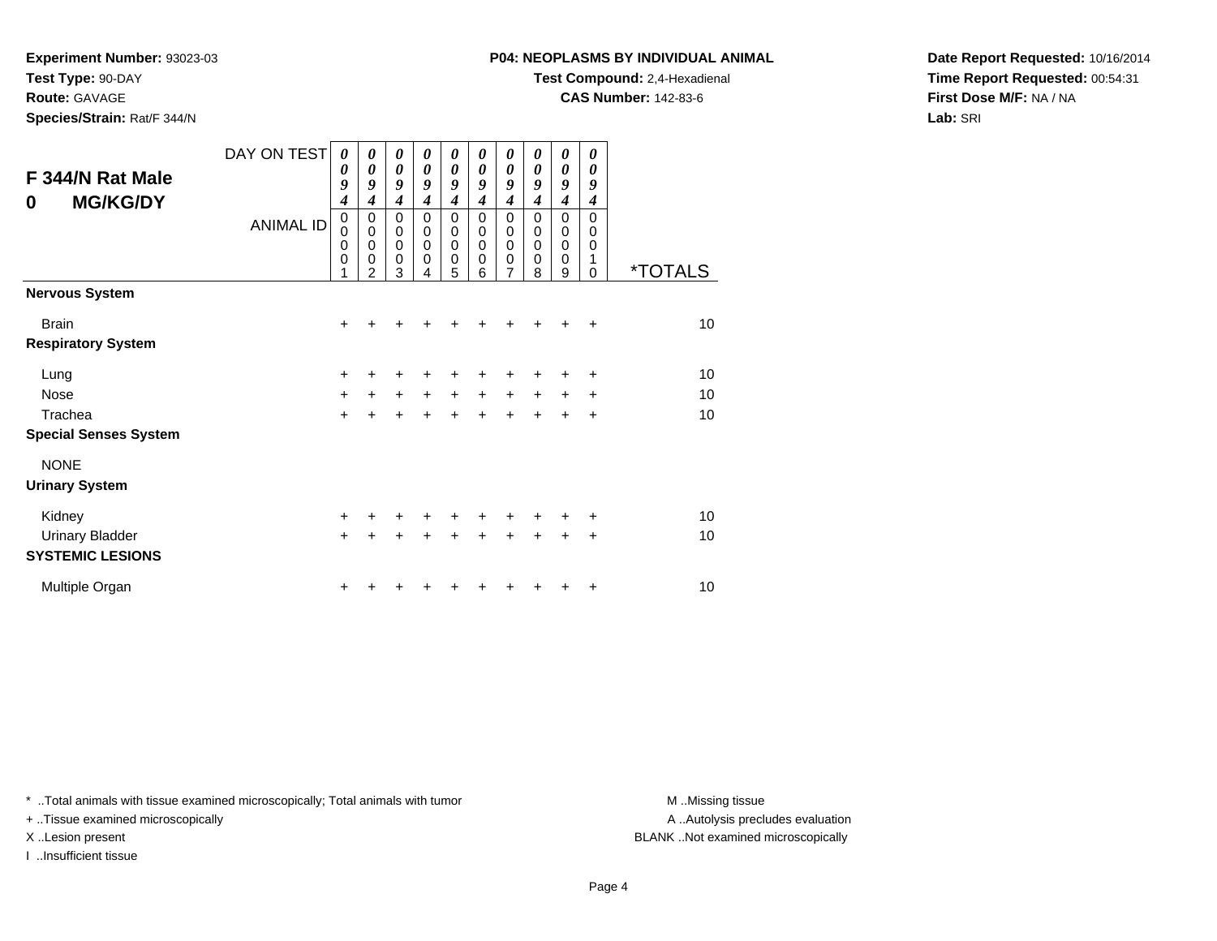**Experiment Number:** 93023-03
**Test Type:** 90-DAY
**Route:** GAVAGE
**Species/Strain:** Rat/F 344/N

**P04: NEOPLASMS BY INDIVIDUAL ANIMAL**
**Test Compound:** 2,4-Hexadienal
**CAS Number:** 142-83-6

**Date Report Requested:** 10/16/2014
**Time Report Requested:** 00:54:31
**First Dose M/F:** NA / NA
**Lab:** SRI

## F 344/N Rat Male
## 0 MG/KG/DY

| DAY ON TEST | 0094 | 0094 | 0094 | 0094 | 0094 | 0094 | 0094 | 0094 | 0094 | 0094 | |
|---|---|---|---|---|---|---|---|---|---|---|---|
| ANIMAL ID | 00001 | 00002 | 00003 | 00004 | 00005 | 00006 | 00007 | 00008 | 00009 | 00010 | *TOTALS |
| **Nervous System** | | | | | | | | | | | |
| Brain | + | + | + | + | + | + | + | + | + | + | 10 |
| **Respiratory System** | | | | | | | | | | | |
| Lung | + | + | + | + | + | + | + | + | + | + | 10 |
| Nose | + | + | + | + | + | + | + | + | + | + | 10 |
| Trachea | + | + | + | + | + | + | + | + | + | + | 10 |
| **Special Senses System** | | | | | | | | | | | |
| NONE | | | | | | | | | | | |
| **Urinary System** | | | | | | | | | | | |
| Kidney | + | + | + | + | + | + | + | + | + | + | 10 |
| Urinary Bladder | + | + | + | + | + | + | + | + | + | + | 10 |
| **SYSTEMIC LESIONS** | | | | | | | | | | | |
| Multiple Organ | + | + | + | + | + | + | + | + | + | + | 10 |

* ..Total animals with tissue examined microscopically; Total animals with tumor
+ ..Tissue examined microscopically
X ..Lesion present
I ..Insufficient tissue

M ..Missing tissue
A ..Autolysis precludes evaluation
BLANK ..Not examined microscopically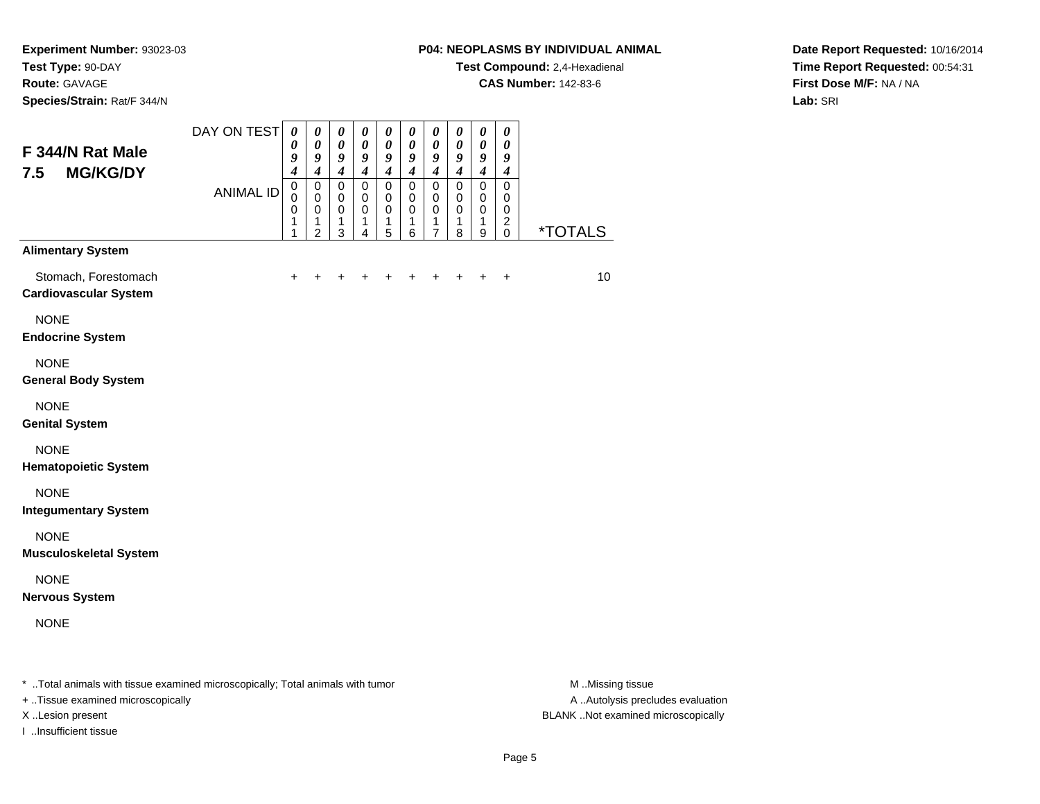**Experiment Number:** 93023-03
**Test Type:** 90-DAY
**Route:** GAVAGE
**Species/Strain:** Rat/F 344/N

**P04: NEOPLASMS BY INDIVIDUAL ANIMAL**
**Test Compound:** 2,4-Hexadienal
**CAS Number:** 142-83-6

**Date Report Requested:** 10/16/2014
**Time Report Requested:** 00:54:31
**First Dose M/F:** NA / NA
**Lab:** SRI

## F 344/N Rat Male
## 7.5 MG/KG/DY

| DAY ON TEST | 0094 | 0094 | 0094 | 0094 | 0094 | 0094 | 0094 | 0094 | 0094 | 0094 | |
|---|---|---|---|---|---|---|---|---|---|---|---|
| ANIMAL ID | 00011 | 00012 | 00013 | 00014 | 00015 | 00016 | 00017 | 00018 | 00019 | 00020 | *TOTALS |
| **Alimentary System** | | | | | | | | | | | |
| Stomach, Forestomach | + | + | + | + | + | + | + | + | + | + | 10 |
| **Cardiovascular System** | | | | | | | | | | | |
| NONE | | | | | | | | | | | |
| **Endocrine System** | | | | | | | | | | | |
| NONE | | | | | | | | | | | |
| **General Body System** | | | | | | | | | | | |
| NONE | | | | | | | | | | | |
| **Genital System** | | | | | | | | | | | |
| NONE | | | | | | | | | | | |
| **Hematopoietic System** | | | | | | | | | | | |
| NONE | | | | | | | | | | | |
| **Integumentary System** | | | | | | | | | | | |
| NONE | | | | | | | | | | | |
| **Musculoskeletal System** | | | | | | | | | | | |
| NONE | | | | | | | | | | | |
| **Nervous System** | | | | | | | | | | | |
| NONE | | | | | | | | | | | |

* ..Total animals with tissue examined microscopically; Total animals with tumor
+ ..Tissue examined microscopically
X ..Lesion present
I ..Insufficient tissue

M ..Missing tissue
A ..Autolysis precludes evaluation
BLANK ..Not examined microscopically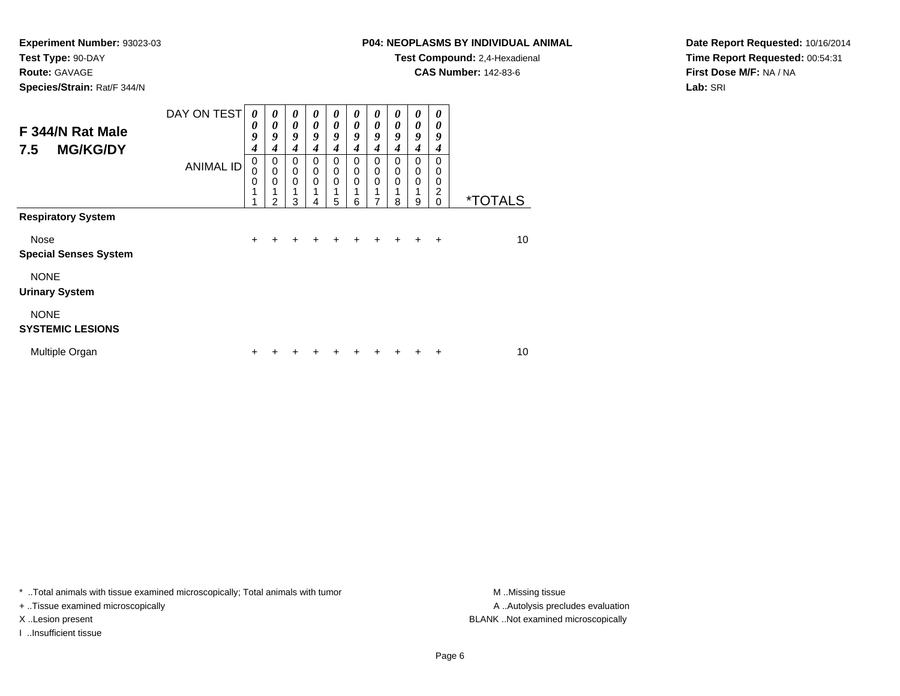**Experiment Number:** 93023-03
**Test Type:** 90-DAY
**Route:** GAVAGE
**Species/Strain:** Rat/F 344/N

**P04: NEOPLASMS BY INDIVIDUAL ANIMAL**
**Test Compound:** 2,4-Hexadienal
**CAS Number:** 142-83-6

**Date Report Requested:** 10/16/2014
**Time Report Requested:** 00:54:31
**First Dose M/F:** NA / NA
**Lab:** SRI

## F 344/N Rat Male 7.5 MG/KG/DY

| DAY ON TEST | 0094 | 0094 | 0094 | 0094 | 0094 | 0094 | 0094 | 0094 | 0094 | 0094 | |
|---|---|---|---|---|---|---|---|---|---|---|---|
| ANIMAL ID | 00011 | 00012 | 00013 | 00014 | 00015 | 00016 | 00017 | 00018 | 00019 | 00020 | *TOTALS |
| **Respiratory System** | | | | | | | | | | | |
| Nose | + | + | + | + | + | + | + | + | + | + | 10 |
| **Special Senses System** | | | | | | | | | | | |
| NONE | | | | | | | | | | | |
| **Urinary System** | | | | | | | | | | | |
| NONE | | | | | | | | | | | |
| **SYSTEMIC LESIONS** | | | | | | | | | | | |
| Multiple Organ | + | + | + | + | + | + | + | + | + | + | 10 |

* ..Total animals with tissue examined microscopically; Total animals with tumor
+ ..Tissue examined microscopically
X ..Lesion present
I ..Insufficient tissue

M ..Missing tissue
A ..Autolysis precludes evaluation
BLANK ..Not examined microscopically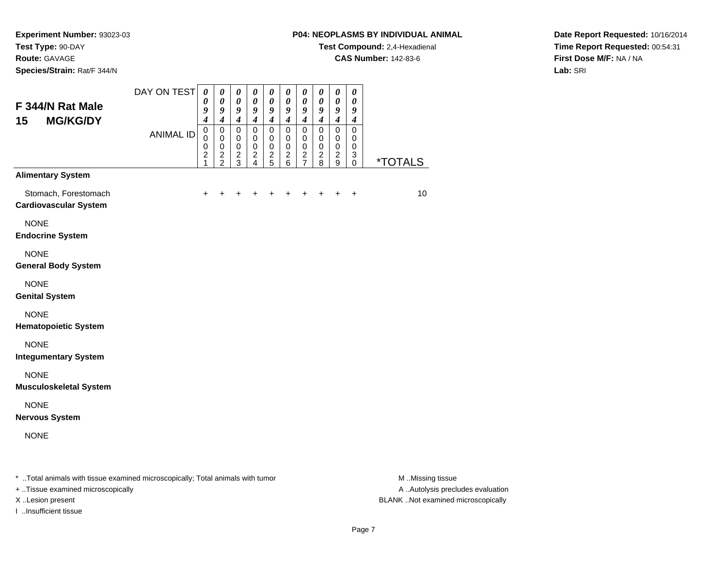**Experiment Number:** 93023-03
**Test Type:** 90-DAY
**Route:** GAVAGE
**Species/Strain:** Rat/F 344/N

**P04: NEOPLASMS BY INDIVIDUAL ANIMAL**
**Test Compound:** 2,4-Hexadienal
**CAS Number:** 142-83-6

**Date Report Requested:** 10/16/2014
**Time Report Requested:** 00:54:31
**First Dose M/F:** NA / NA
**Lab:** SRI

## F 344/N Rat Male 15 MG/KG/DY

| DAY ON TEST | 0094 | 0094 | 0094 | 0094 | 0094 | 0094 | 0094 | 0094 | 0094 | 0094 | |
|---|---|---|---|---|---|---|---|---|---|---|---|
| ANIMAL ID | 00021 | 00022 | 00023 | 00024 | 00025 | 00026 | 00027 | 00028 | 00029 | 00030 | *TOTALS |
| **Alimentary System** | | | | | | | | | | | |
| Stomach, Forestomach | + | + | + | + | + | + | + | + | + | + | 10 |
| **Cardiovascular System** | | | | | | | | | | | |
| NONE | | | | | | | | | | | |
| **Endocrine System** | | | | | | | | | | | |
| NONE | | | | | | | | | | | |
| **General Body System** | | | | | | | | | | | |
| NONE | | | | | | | | | | | |
| **Genital System** | | | | | | | | | | | |
| NONE | | | | | | | | | | | |
| **Hematopoietic System** | | | | | | | | | | | |
| NONE | | | | | | | | | | | |
| **Integumentary System** | | | | | | | | | | | |
| NONE | | | | | | | | | | | |
| **Musculoskeletal System** | | | | | | | | | | | |
| NONE | | | | | | | | | | | |
| **Nervous System** | | | | | | | | | | | |
| NONE | | | | | | | | | | | |

* ..Total animals with tissue examined microscopically; Total animals with tumor
+ ..Tissue examined microscopically
X ..Lesion present
I ..Insufficient tissue

M ..Missing tissue
A ..Autolysis precludes evaluation
BLANK ..Not examined microscopically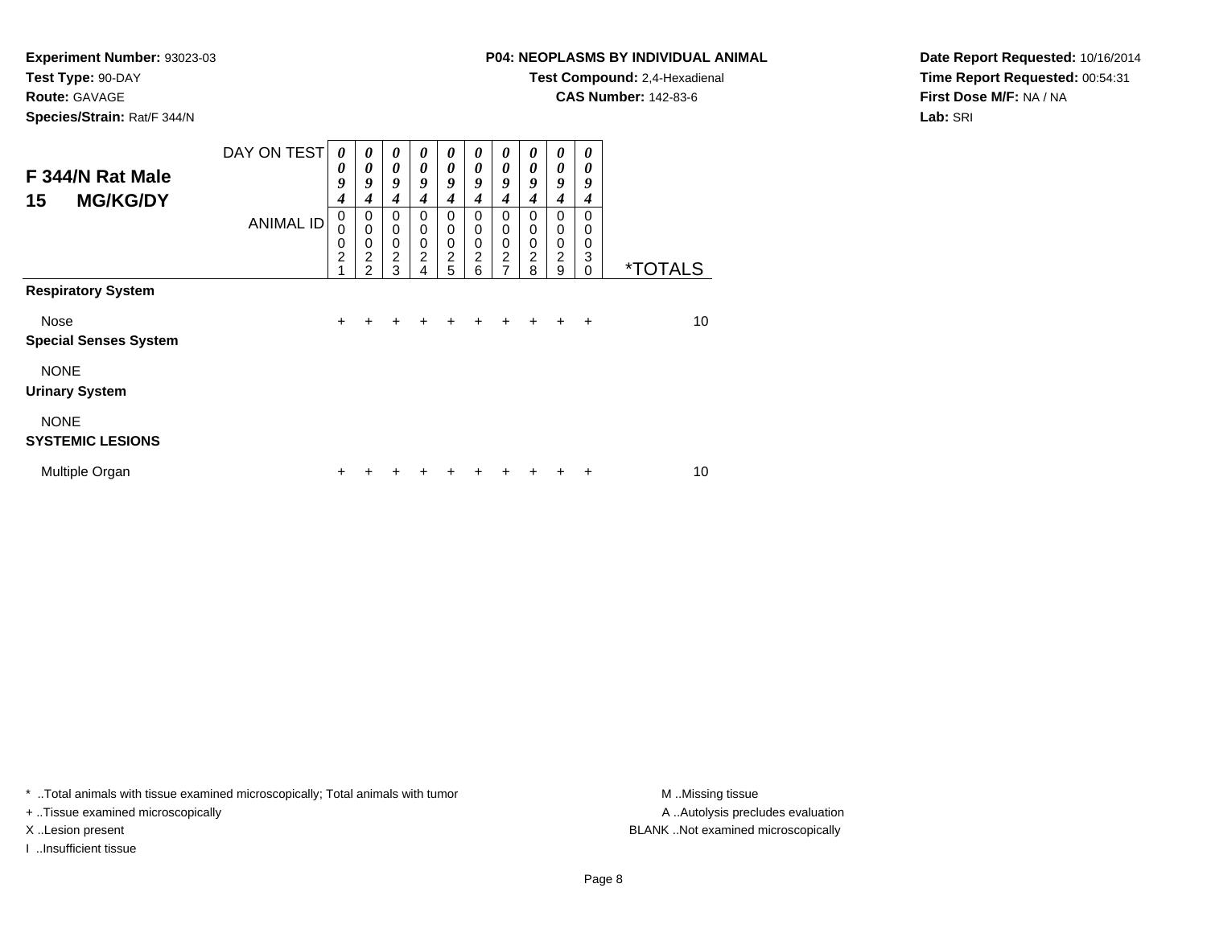**Experiment Number:** 93023-03
**Test Type:** 90-DAY
**Route:** GAVAGE
**Species/Strain:** Rat/F 344/N

**P04: NEOPLASMS BY INDIVIDUAL ANIMAL**
**Test Compound:** 2,4-Hexadienal
**CAS Number:** 142-83-6

**Date Report Requested:** 10/16/2014
**Time Report Requested:** 00:54:31
**First Dose M/F:** NA / NA
**Lab:** SRI

## F 344/N Rat Male
## 15 MG/KG/DY

| DAY ON TEST | 0094 | 0094 | 0094 | 0094 | 0094 | 0094 | 0094 | 0094 | 0094 | 0094 | |
|---|---|---|---|---|---|---|---|---|---|---|---|
| ANIMAL ID | 00021 | 00022 | 00023 | 00024 | 00025 | 00026 | 00027 | 00028 | 00029 | 00030 | *TOTALS |
| **Respiratory System** | | | | | | | | | | | |
| Nose | + | + | + | + | + | + | + | + | + | + | 10 |
| **Special Senses System** | | | | | | | | | | | |
| NONE | | | | | | | | | | | |
| **Urinary System** | | | | | | | | | | | |
| NONE | | | | | | | | | | | |
| **SYSTEMIC LESIONS** | | | | | | | | | | | |
| Multiple Organ | + | + | + | + | + | + | + | + | + | + | 10 |

* ..Total animals with tissue examined microscopically; Total animals with tumor
+ ..Tissue examined microscopically
X ..Lesion present
I ..Insufficient tissue

M ..Missing tissue
A ..Autolysis precludes evaluation
BLANK ..Not examined microscopically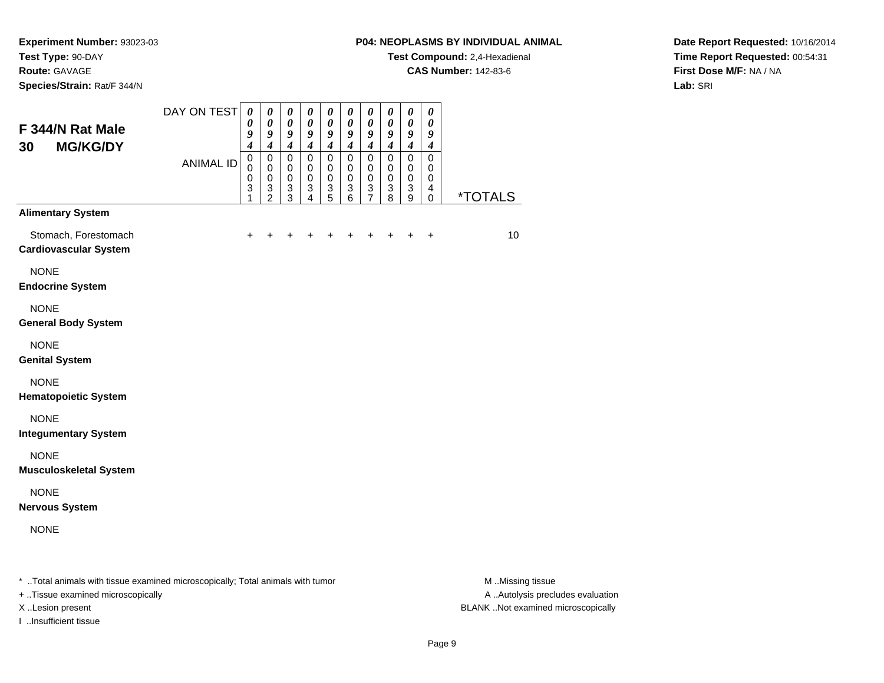**Experiment Number:** 93023-03
**Test Type:** 90-DAY
**Route:** GAVAGE
**Species/Strain:** Rat/F 344/N

**P04: NEOPLASMS BY INDIVIDUAL ANIMAL**
**Test Compound:** 2,4-Hexadienal
**CAS Number:** 142-83-6

**Date Report Requested:** 10/16/2014
**Time Report Requested:** 00:54:31
**First Dose M/F:** NA / NA
**Lab:** SRI

## F 344/N Rat Male 30 MG/KG/DY

| DAY ON TEST | 0094 | 0094 | 0094 | 0094 | 0094 | 0094 | 0094 | 0094 | 0094 | 0094 | |
|---|---|---|---|---|---|---|---|---|---|---|---|
| ANIMAL ID | 00031 | 00032 | 00033 | 00034 | 00035 | 00036 | 00037 | 00038 | 00039 | 00040 | *TOTALS |
| **Alimentary System** | | | | | | | | | | | |
| Stomach, Forestomach | + | + | + | + | + | + | + | + | + | + | 10 |
| **Cardiovascular System** | | | | | | | | | | | |
| NONE | | | | | | | | | | | |
| **Endocrine System** | | | | | | | | | | | |
| NONE | | | | | | | | | | | |
| **General Body System** | | | | | | | | | | | |
| NONE | | | | | | | | | | | |
| **Genital System** | | | | | | | | | | | |
| NONE | | | | | | | | | | | |
| **Hematopoietic System** | | | | | | | | | | | |
| NONE | | | | | | | | | | | |
| **Integumentary System** | | | | | | | | | | | |
| NONE | | | | | | | | | | | |
| **Musculoskeletal System** | | | | | | | | | | | |
| NONE | | | | | | | | | | | |
| **Nervous System** | | | | | | | | | | | |
| NONE | | | | | | | | | | | |

* ..Total animals with tissue examined microscopically; Total animals with tumor
+ ..Tissue examined microscopically
X ..Lesion present
I ..Insufficient tissue

M ..Missing tissue
A ..Autolysis precludes evaluation
BLANK ..Not examined microscopically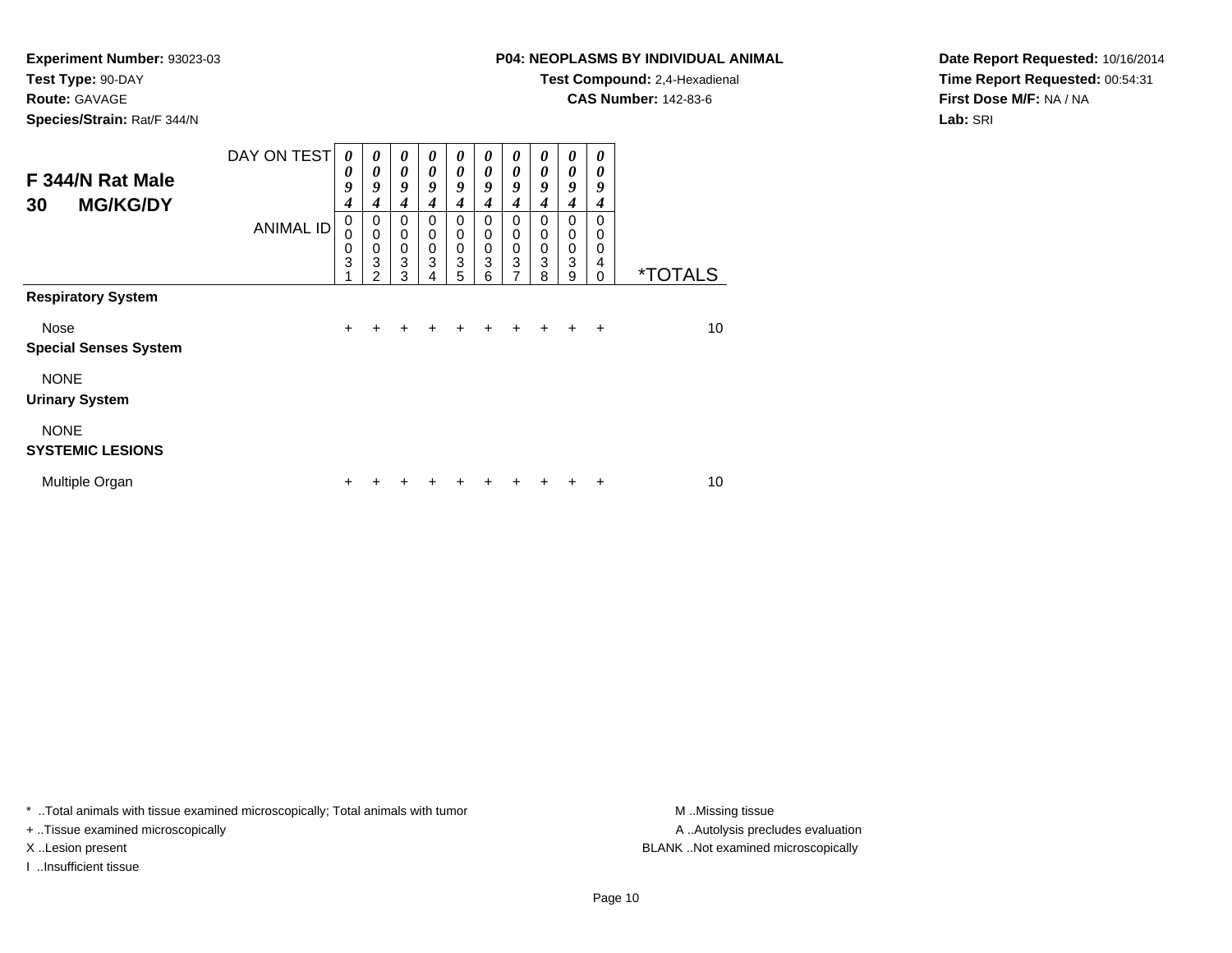**Experiment Number:** 93023-03
**Test Type:** 90-DAY
**Route:** GAVAGE
**Species/Strain:** Rat/F 344/N

**P04: NEOPLASMS BY INDIVIDUAL ANIMAL**
**Test Compound:** 2,4-Hexadienal
**CAS Number:** 142-83-6

**Date Report Requested:** 10/16/2014
**Time Report Requested:** 00:54:31
**First Dose M/F:** NA / NA
**Lab:** SRI

## F 344/N Rat Male 30 MG/KG/DY

| DAY ON TEST | 0094 | 0094 | 0094 | 0094 | 0094 | 0094 | 0094 | 0094 | 0094 | 0094 | |
|---|---|---|---|---|---|---|---|---|---|---|---|
| ANIMAL ID | 00031 | 00032 | 00033 | 00034 | 00035 | 00036 | 00037 | 00038 | 00039 | 00040 | *TOTALS |
| **Respiratory System** | | | | | | | | | | | |
| Nose | + | + | + | + | + | + | + | + | + | + | 10 |
| **Special Senses System** | | | | | | | | | | | |
| NONE | | | | | | | | | | | |
| **Urinary System** | | | | | | | | | | | |
| NONE | | | | | | | | | | | |
| **SYSTEMIC LESIONS** | | | | | | | | | | | |
| Multiple Organ | + | + | + | + | + | + | + | + | + | + | 10 |

* ..Total animals with tissue examined microscopically; Total animals with tumor
+ ..Tissue examined microscopically
X ..Lesion present
I ..Insufficient tissue

M ..Missing tissue
A ..Autolysis precludes evaluation
BLANK ..Not examined microscopically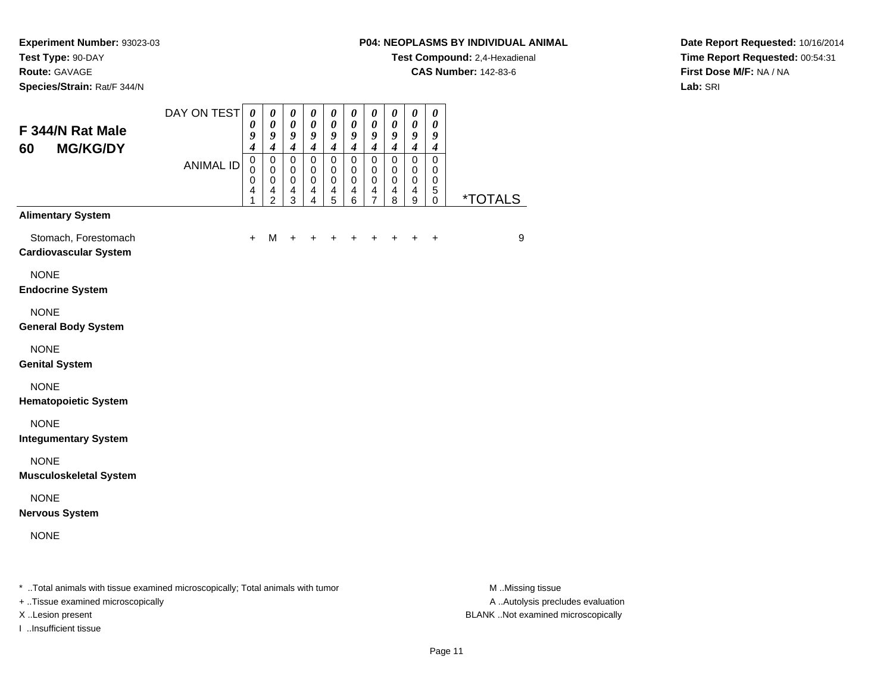**Experiment Number:** 93023-03
**Test Type:** 90-DAY
**Route:** GAVAGE
**Species/Strain:** Rat/F 344/N

**P04: NEOPLASMS BY INDIVIDUAL ANIMAL**
**Test Compound:** 2,4-Hexadienal
**CAS Number:** 142-83-6

**Date Report Requested:** 10/16/2014
**Time Report Requested:** 00:54:31
**First Dose M/F:** NA / NA
**Lab:** SRI

## F 344/N Rat Male 60 MG/KG/DY

| DAY ON TEST | 0094 | 0094 | 0094 | 0094 | 0094 | 0094 | 0094 | 0094 | 0094 | 0094 | |
|---|---|---|---|---|---|---|---|---|---|---|---|
| ANIMAL ID | 00041 | 00042 | 00043 | 00044 | 00045 | 00046 | 00047 | 00048 | 00049 | 00050 | *TOTALS |
| **Alimentary System** | | | | | | | | | | | |
| Stomach, Forestomach | + | M | + | + | + | + | + | + | + | + | 9 |
| **Cardiovascular System** | | | | | | | | | | | |
| NONE | | | | | | | | | | | |
| **Endocrine System** | | | | | | | | | | | |
| NONE | | | | | | | | | | | |
| **General Body System** | | | | | | | | | | | |
| NONE | | | | | | | | | | | |
| **Genital System** | | | | | | | | | | | |
| NONE | | | | | | | | | | | |
| **Hematopoietic System** | | | | | | | | | | | |
| NONE | | | | | | | | | | | |
| **Integumentary System** | | | | | | | | | | | |
| NONE | | | | | | | | | | | |
| **Musculoskeletal System** | | | | | | | | | | | |
| NONE | | | | | | | | | | | |
| **Nervous System** | | | | | | | | | | | |
| NONE | | | | | | | | | | | |

* ..Total animals with tissue examined microscopically; Total animals with tumor
+ ..Tissue examined microscopically
X ..Lesion present
I ..Insufficient tissue

M ..Missing tissue
A ..Autolysis precludes evaluation
BLANK ..Not examined microscopically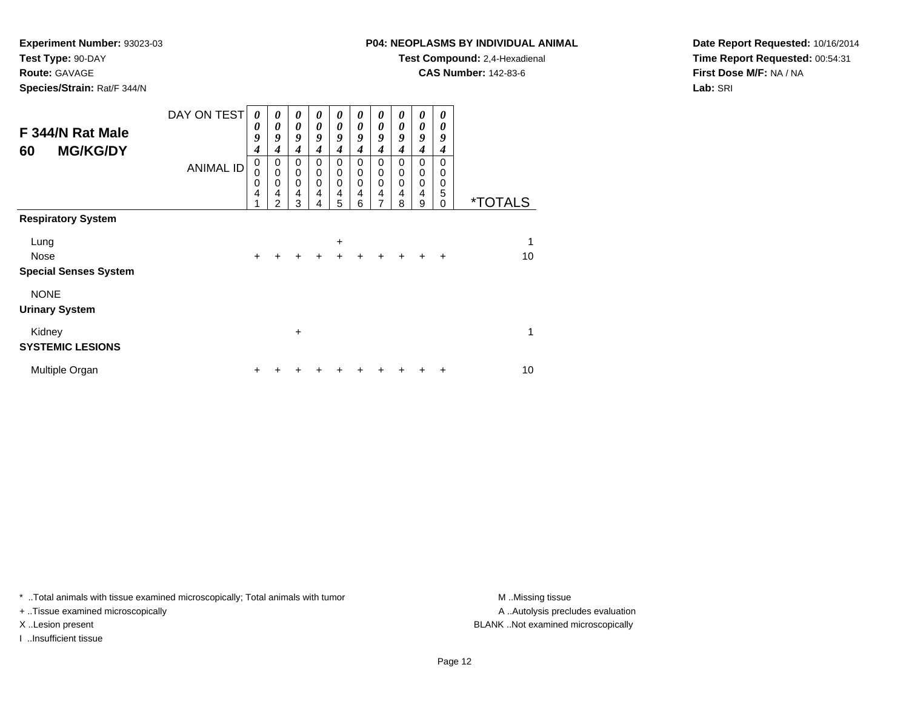**Experiment Number:** 93023-03
**Test Type:** 90-DAY
**Route:** GAVAGE
**Species/Strain:** Rat/F 344/N

**P04: NEOPLASMS BY INDIVIDUAL ANIMAL**
**Test Compound:** 2,4-Hexadienal
**CAS Number:** 142-83-6

**Date Report Requested:** 10/16/2014
**Time Report Requested:** 00:54:31
**First Dose M/F:** NA / NA
**Lab:** SRI

## F 344/N Rat Male
## 60 MG/KG/DY

| DAY ON TEST | 0094 | 0094 | 0094 | 0094 | 0094 | 0094 | 0094 | 0094 | 0094 | 0094 | |
|---|---|---|---|---|---|---|---|---|---|---|---|
| ANIMAL ID | 00041 | 00042 | 00043 | 00044 | 00045 | 00046 | 00047 | 00048 | 00049 | 00050 | *TOTALS |
| **Respiratory System** | | | | | | | | | | | |
| Lung | | | | | + | | | | | | 1 |
| Nose | + | + | + | + | + | + | + | + | + | + | 10 |
| **Special Senses System** | | | | | | | | | | | |
| NONE | | | | | | | | | | | |
| **Urinary System** | | | | | | | | | | | |
| Kidney | | | + | | | | | | | | 1 |
| **SYSTEMIC LESIONS** | | | | | | | | | | | |
| Multiple Organ | + | + | + | + | + | + | + | + | + | + | 10 |

* ..Total animals with tissue examined microscopically; Total animals with tumor
+ ..Tissue examined microscopically
X ..Lesion present
I ..Insufficient tissue

M ..Missing tissue
A ..Autolysis precludes evaluation
BLANK ..Not examined microscopically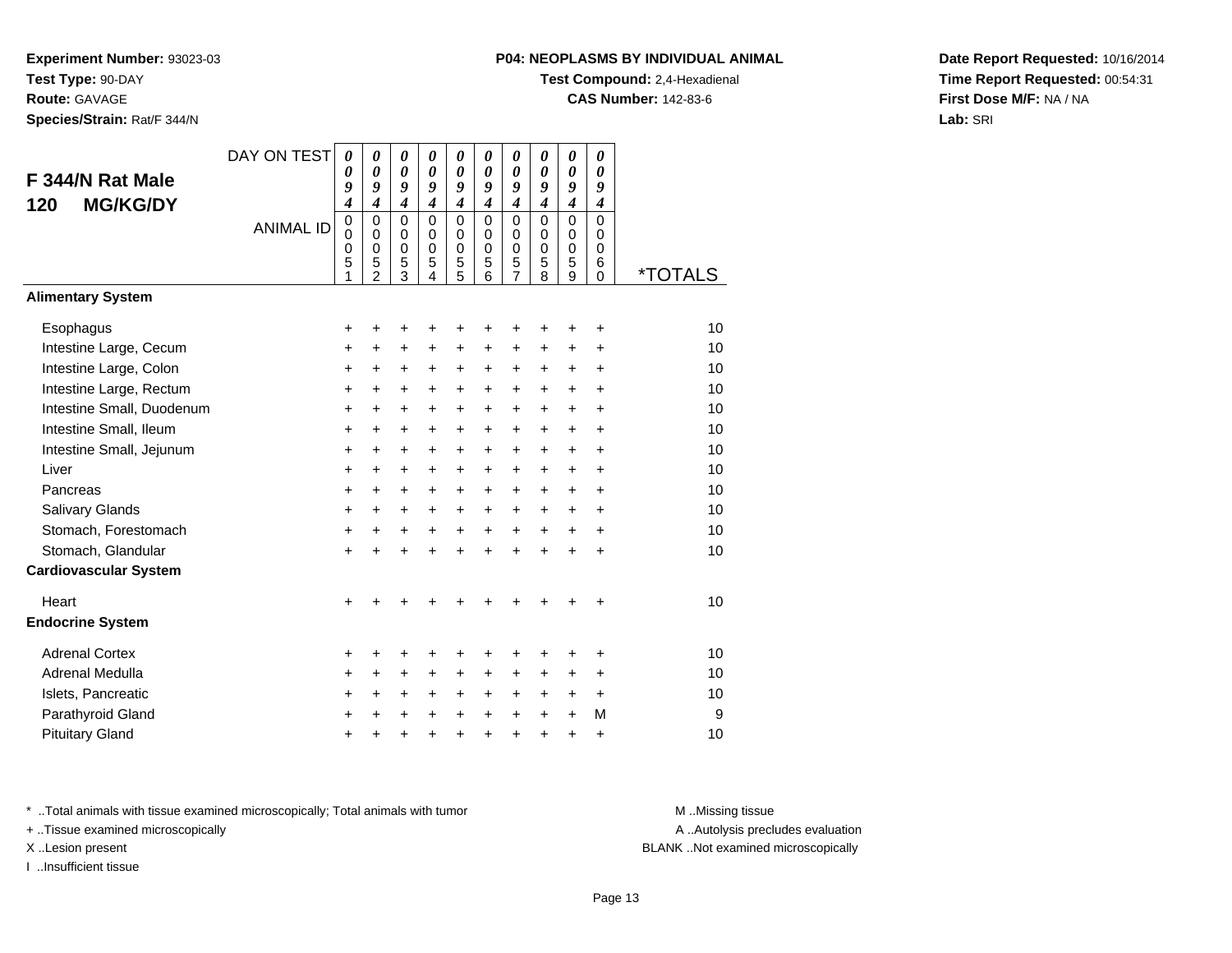**Experiment Number:** 93023-03
**Test Type:** 90-DAY
**Route:** GAVAGE
**Species/Strain:** Rat/F 344/N

**P04: NEOPLASMS BY INDIVIDUAL ANIMAL**
**Test Compound:** 2,4-Hexadienal
**CAS Number:** 142-83-6

**Date Report Requested:** 10/16/2014
**Time Report Requested:** 00:54:31
**First Dose M/F:** NA / NA
**Lab:** SRI

## F 344/N Rat Male 120 MG/KG/DY

| DAY ON TEST | 0094 | 0094 | 0094 | 0094 | 0094 | 0094 | 0094 | 0094 | 0094 | 0094 | |
|---|---|---|---|---|---|---|---|---|---|---|---|
| ANIMAL ID | 00051 | 00052 | 00053 | 00054 | 00055 | 00056 | 00057 | 00058 | 00059 | 00060 | *TOTALS |
| **Alimentary System** | | | | | | | | | | | |
| Esophagus | + | + | + | + | + | + | + | + | + | + | 10 |
| Intestine Large, Cecum | + | + | + | + | + | + | + | + | + | + | 10 |
| Intestine Large, Colon | + | + | + | + | + | + | + | + | + | + | 10 |
| Intestine Large, Rectum | + | + | + | + | + | + | + | + | + | + | 10 |
| Intestine Small, Duodenum | + | + | + | + | + | + | + | + | + | + | 10 |
| Intestine Small, Ileum | + | + | + | + | + | + | + | + | + | + | 10 |
| Intestine Small, Jejunum | + | + | + | + | + | + | + | + | + | + | 10 |
| Liver | + | + | + | + | + | + | + | + | + | + | 10 |
| Pancreas | + | + | + | + | + | + | + | + | + | + | 10 |
| Salivary Glands | + | + | + | + | + | + | + | + | + | + | 10 |
| Stomach, Forestomach | + | + | + | + | + | + | + | + | + | + | 10 |
| Stomach, Glandular | + | + | + | + | + | + | + | + | + | + | 10 |
| **Cardiovascular System** | | | | | | | | | | | |
| Heart | + | + | + | + | + | + | + | + | + | + | 10 |
| **Endocrine System** | | | | | | | | | | | |
| Adrenal Cortex | + | + | + | + | + | + | + | + | + | + | 10 |
| Adrenal Medulla | + | + | + | + | + | + | + | + | + | + | 10 |
| Islets, Pancreatic | + | + | + | + | + | + | + | + | + | + | 10 |
| Parathyroid Gland | + | + | + | + | + | + | + | + | + | M | 9 |
| Pituitary Gland | + | + | + | + | + | + | + | + | + | + | 10 |

\* ..Total animals with tissue examined microscopically; Total animals with tumor
\+ ..Tissue examined microscopically
X ..Lesion present
I ..Insufficient tissue

M ..Missing tissue
A ..Autolysis precludes evaluation
BLANK ..Not examined microscopically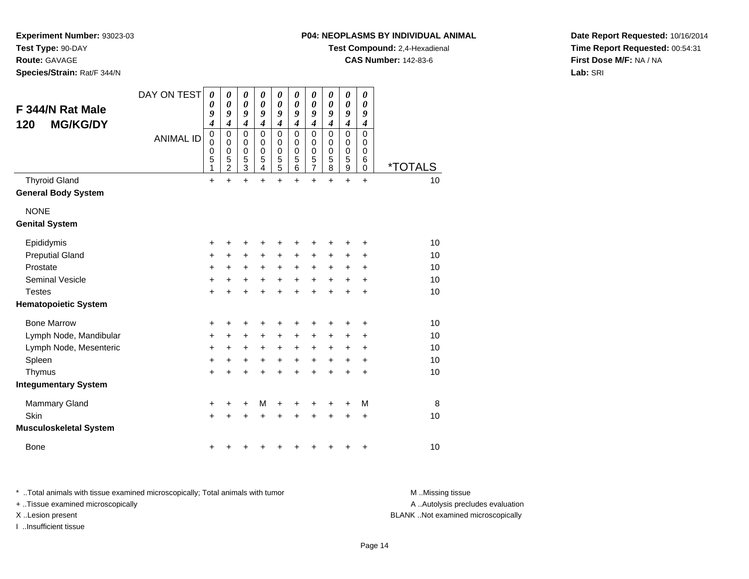**Experiment Number:** 93023-03
**Test Type:** 90-DAY
**Route:** GAVAGE
**Species/Strain:** Rat/F 344/N

**P04: NEOPLASMS BY INDIVIDUAL ANIMAL**
**Test Compound:** 2,4-Hexadienal
**CAS Number:** 142-83-6

**Date Report Requested:** 10/16/2014
**Time Report Requested:** 00:54:31
**First Dose M/F:** NA / NA
**Lab:** SRI

## F 344/N Rat Male
## 120 MG/KG/DY

| DAY ON TEST | 0094 | 0094 | 0094 | 0094 | 0094 | 0094 | 0094 | 0094 | 0094 | 0094 | |
|---|---|---|---|---|---|---|---|---|---|---|---|
| ANIMAL ID | 00051 | 00052 | 00053 | 00054 | 00055 | 00056 | 00057 | 00058 | 00059 | 00060 | *TOTALS |
| Thyroid Gland | + | + | + | + | + | + | + | + | + | + | 10 |
| **General Body System** | | | | | | | | | | | |
| NONE | | | | | | | | | | | |
| **Genital System** | | | | | | | | | | | |
| Epididymis | + | + | + | + | + | + | + | + | + | + | 10 |
| Preputial Gland | + | + | + | + | + | + | + | + | + | + | 10 |
| Prostate | + | + | + | + | + | + | + | + | + | + | 10 |
| Seminal Vesicle | + | + | + | + | + | + | + | + | + | + | 10 |
| Testes | + | + | + | + | + | + | + | + | + | + | 10 |
| **Hematopoietic System** | | | | | | | | | | | |
| Bone Marrow | + | + | + | + | + | + | + | + | + | + | 10 |
| Lymph Node, Mandibular | + | + | + | + | + | + | + | + | + | + | 10 |
| Lymph Node, Mesenteric | + | + | + | + | + | + | + | + | + | + | 10 |
| Spleen | + | + | + | + | + | + | + | + | + | + | 10 |
| Thymus | + | + | + | + | + | + | + | + | + | + | 10 |
| **Integumentary System** | | | | | | | | | | | |
| Mammary Gland | + | + | + | M | + | + | + | + | + | M | 8 |
| Skin | + | + | + | + | + | + | + | + | + | + | 10 |
| **Musculoskeletal System** | | | | | | | | | | | |
| Bone | + | + | + | + | + | + | + | + | + | + | 10 |

* ..Total animals with tissue examined microscopically; Total animals with tumor
+ ..Tissue examined microscopically
X ..Lesion present
I ..Insufficient tissue

M ..Missing tissue
A ..Autolysis precludes evaluation
BLANK ..Not examined microscopically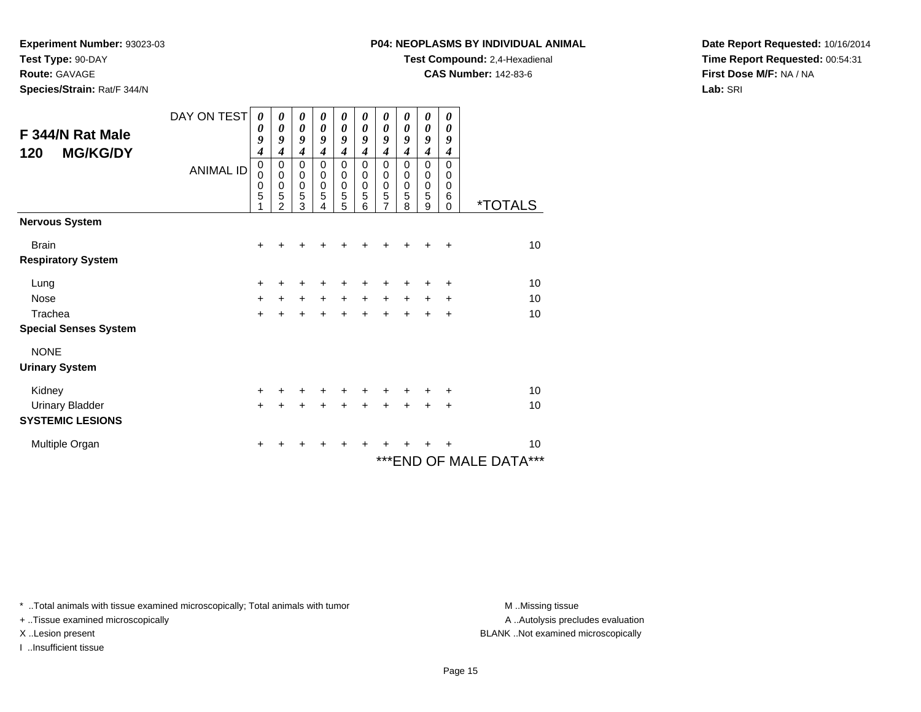**Experiment Number:** 93023-03
**Test Type:** 90-DAY
**Route:** GAVAGE
**Species/Strain:** Rat/F 344/N

**P04: NEOPLASMS BY INDIVIDUAL ANIMAL**
**Test Compound:** 2,4-Hexadienal
**CAS Number:** 142-83-6

**Date Report Requested:** 10/16/2014
**Time Report Requested:** 00:54:31
**First Dose M/F:** NA / NA
**Lab:** SRI

## F 344/N Rat Male
## 120 MG/KG/DY

| DAY ON TEST | 0094 | 0094 | 0094 | 0094 | 0094 | 0094 | 0094 | 0094 | 0094 | 0094 | |
|---|---|---|---|---|---|---|---|---|---|---|---|
| ANIMAL ID | 00051 | 00052 | 00053 | 00054 | 00055 | 00056 | 00057 | 00058 | 00059 | 00060 | *TOTALS |
| **Nervous System** | | | | | | | | | | | |
| Brain | + | + | + | + | + | + | + | + | + | + | 10 |
| **Respiratory System** | | | | | | | | | | | |
| Lung | + | + | + | + | + | + | + | + | + | + | 10 |
| Nose | + | + | + | + | + | + | + | + | + | + | 10 |
| Trachea | + | + | + | + | + | + | + | + | + | + | 10 |
| **Special Senses System** | | | | | | | | | | | |
| NONE | | | | | | | | | | | |
| **Urinary System** | | | | | | | | | | | |
| Kidney | + | + | + | + | + | + | + | + | + | + | 10 |
| Urinary Bladder | + | + | + | + | + | + | + | + | + | + | 10 |
| **SYSTEMIC LESIONS** | | | | | | | | | | | |
| Multiple Organ | + | + | + | + | + | + | + | + | + | + | 10 |

***END OF MALE DATA***

* ..Total animals with tissue examined microscopically; Total animals with tumor
+ ..Tissue examined microscopically
X ..Lesion present
I ..Insufficient tissue

M ..Missing tissue
A ..Autolysis precludes evaluation
BLANK ..Not examined microscopically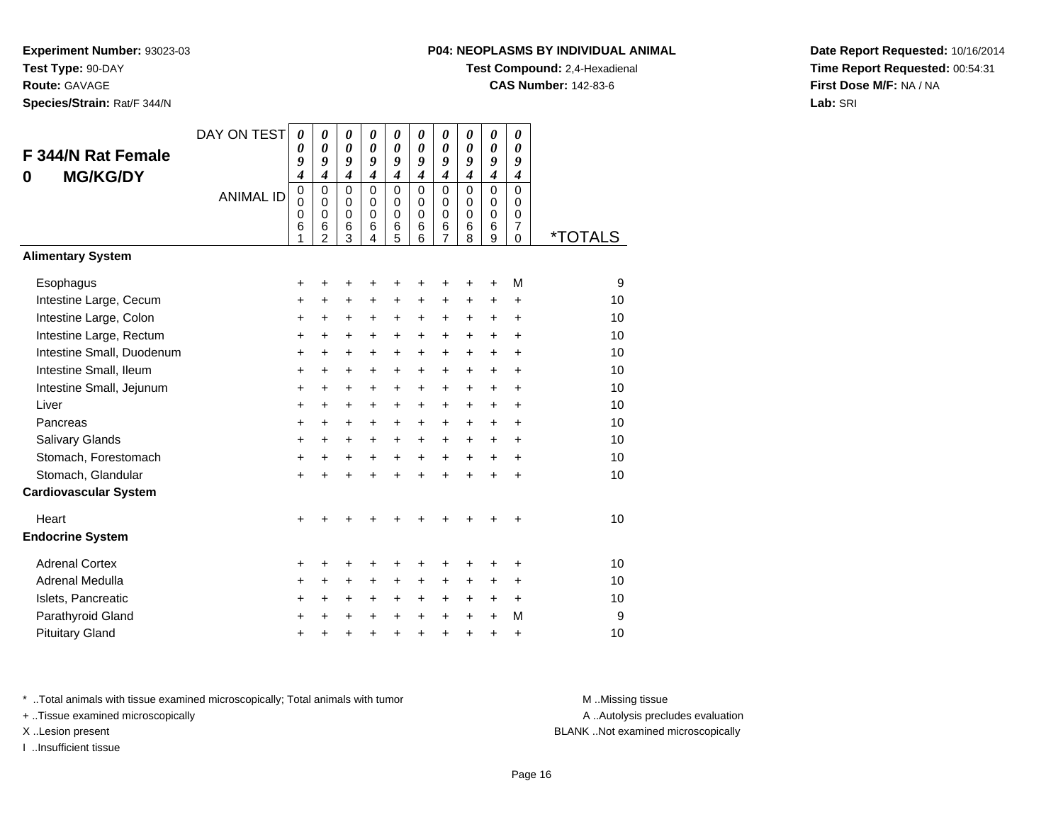**Experiment Number:** 93023-03
**Test Type:** 90-DAY
**Route:** GAVAGE
**Species/Strain:** Rat/F 344/N

**P04: NEOPLASMS BY INDIVIDUAL ANIMAL**
**Test Compound:** 2,4-Hexadienal
**CAS Number:** 142-83-6

**Date Report Requested:** 10/16/2014
**Time Report Requested:** 00:54:31
**First Dose M/F:** NA / NA
**Lab:** SRI

## F 344/N Rat Female
## 0 MG/KG/DY

| DAY ON TEST | 0094 | 0094 | 0094 | 0094 | 0094 | 0094 | 0094 | 0094 | 0094 | 0094 | |
|---|---|---|---|---|---|---|---|---|---|---|---|
| ANIMAL ID | 00061 | 00062 | 00063 | 00064 | 00065 | 00066 | 00067 | 00068 | 00069 | 00070 | *TOTALS |
| **Alimentary System** | | | | | | | | | | | |
| Esophagus | + | + | + | + | + | + | + | + | + | M | 9 |
| Intestine Large, Cecum | + | + | + | + | + | + | + | + | + | + | 10 |
| Intestine Large, Colon | + | + | + | + | + | + | + | + | + | + | 10 |
| Intestine Large, Rectum | + | + | + | + | + | + | + | + | + | + | 10 |
| Intestine Small, Duodenum | + | + | + | + | + | + | + | + | + | + | 10 |
| Intestine Small, Ileum | + | + | + | + | + | + | + | + | + | + | 10 |
| Intestine Small, Jejunum | + | + | + | + | + | + | + | + | + | + | 10 |
| Liver | + | + | + | + | + | + | + | + | + | + | 10 |
| Pancreas | + | + | + | + | + | + | + | + | + | + | 10 |
| Salivary Glands | + | + | + | + | + | + | + | + | + | + | 10 |
| Stomach, Forestomach | + | + | + | + | + | + | + | + | + | + | 10 |
| Stomach, Glandular | + | + | + | + | + | + | + | + | + | + | 10 |
| **Cardiovascular System** | | | | | | | | | | | |
| Heart | + | + | + | + | + | + | + | + | + | + | 10 |
| **Endocrine System** | | | | | | | | | | | |
| Adrenal Cortex | + | + | + | + | + | + | + | + | + | + | 10 |
| Adrenal Medulla | + | + | + | + | + | + | + | + | + | + | 10 |
| Islets, Pancreatic | + | + | + | + | + | + | + | + | + | + | 10 |
| Parathyroid Gland | + | + | + | + | + | + | + | + | + | M | 9 |
| Pituitary Gland | + | + | + | + | + | + | + | + | + | + | 10 |

* ..Total animals with tissue examined microscopically; Total animals with tumor
+ ..Tissue examined microscopically
X ..Lesion present
I ..Insufficient tissue

M ..Missing tissue
A ..Autolysis precludes evaluation
BLANK ..Not examined microscopically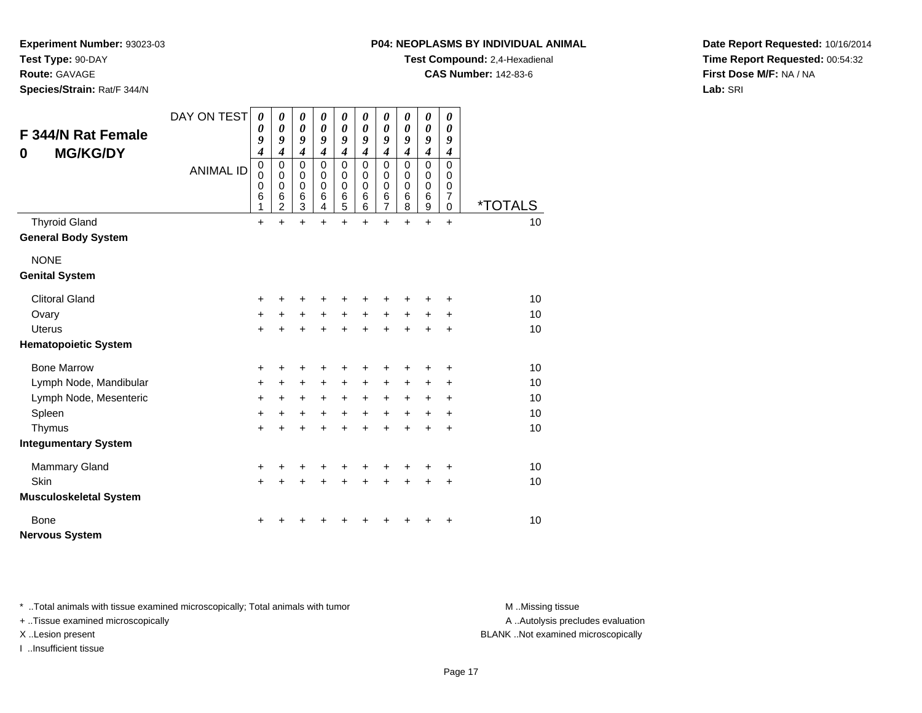**Experiment Number:** 93023-03
**Test Type:** 90-DAY
**Route:** GAVAGE
**Species/Strain:** Rat/F 344/N

**P04: NEOPLASMS BY INDIVIDUAL ANIMAL**
**Test Compound:** 2,4-Hexadienal
**CAS Number:** 142-83-6

**Date Report Requested:** 10/16/2014
**Time Report Requested:** 00:54:32
**First Dose M/F:** NA / NA
**Lab:** SRI

## F 344/N Rat Female
## 0 MG/KG/DY

| DAY ON TEST | 0094 | 0094 | 0094 | 0094 | 0094 | 0094 | 0094 | 0094 | 0094 | 0094 | |
|---|---|---|---|---|---|---|---|---|---|---|---|
| ANIMAL ID | 00061 | 00062 | 00063 | 00064 | 00065 | 00066 | 00067 | 00068 | 00069 | 00070 | *TOTALS |
| Thyroid Gland | + | + | + | + | + | + | + | + | + | + | 10 |
| **General Body System** | | | | | | | | | | | |
| NONE | | | | | | | | | | | |
| **Genital System** | | | | | | | | | | | |
| Clitoral Gland | + | + | + | + | + | + | + | + | + | + | 10 |
| Ovary | + | + | + | + | + | + | + | + | + | + | 10 |
| Uterus | + | + | + | + | + | + | + | + | + | + | 10 |
| **Hematopoietic System** | | | | | | | | | | | |
| Bone Marrow | + | + | + | + | + | + | + | + | + | + | 10 |
| Lymph Node, Mandibular | + | + | + | + | + | + | + | + | + | + | 10 |
| Lymph Node, Mesenteric | + | + | + | + | + | + | + | + | + | + | 10 |
| Spleen | + | + | + | + | + | + | + | + | + | + | 10 |
| Thymus | + | + | + | + | + | + | + | + | + | + | 10 |
| **Integumentary System** | | | | | | | | | | | |
| Mammary Gland | + | + | + | + | + | + | + | + | + | + | 10 |
| Skin | + | + | + | + | + | + | + | + | + | + | 10 |
| **Musculoskeletal System** | | | | | | | | | | | |
| Bone | + | + | + | + | + | + | + | + | + | + | 10 |
| **Nervous System** | | | | | | | | | | | |

* ..Total animals with tissue examined microscopically; Total animals with tumor
+ ..Tissue examined microscopically
X ..Lesion present
I ..Insufficient tissue

M ..Missing tissue
A ..Autolysis precludes evaluation
BLANK ..Not examined microscopically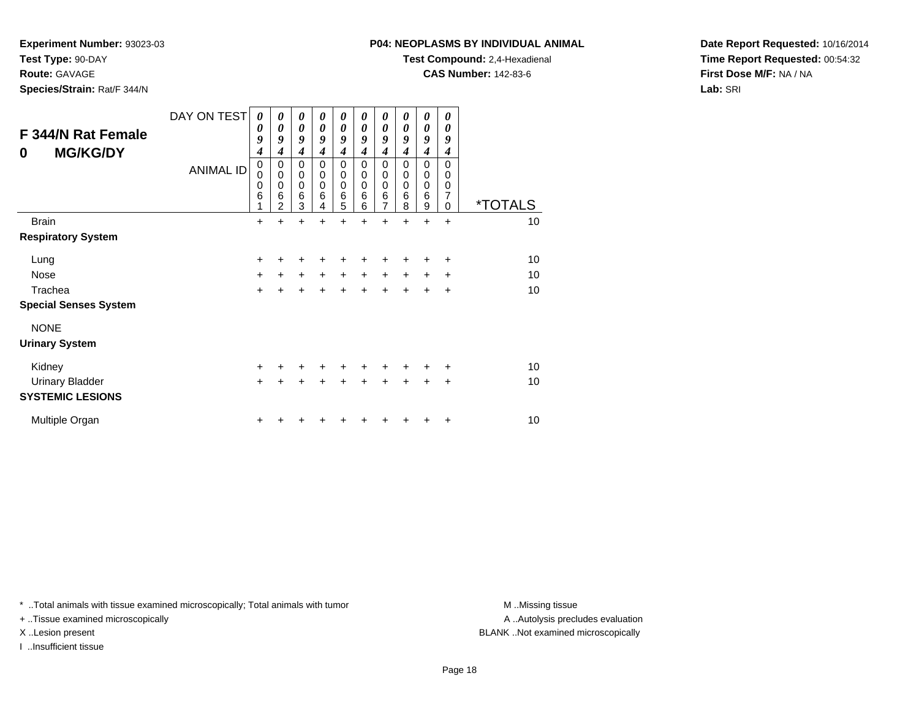**Experiment Number:** 93023-03
**Test Type:** 90-DAY
**Route:** GAVAGE
**Species/Strain:** Rat/F 344/N

**P04: NEOPLASMS BY INDIVIDUAL ANIMAL**
**Test Compound:** 2,4-Hexadienal
**CAS Number:** 142-83-6

**Date Report Requested:** 10/16/2014
**Time Report Requested:** 00:54:32
**First Dose M/F:** NA / NA
**Lab:** SRI

## F 344/N Rat Female
## 0 MG/KG/DY

| DAY ON TEST | 0094 | 0094 | 0094 | 0094 | 0094 | 0094 | 0094 | 0094 | 0094 | 0094 | |
|---|---|---|---|---|---|---|---|---|---|---|---|
| ANIMAL ID | 00061 | 00062 | 00063 | 00064 | 00065 | 00066 | 00067 | 00068 | 00069 | 00070 | *TOTALS |
| Brain | + | + | + | + | + | + | + | + | + | + | 10 |
| **Respiratory System** | | | | | | | | | | | |
| Lung | + | + | + | + | + | + | + | + | + | + | 10 |
| Nose | + | + | + | + | + | + | + | + | + | + | 10 |
| Trachea | + | + | + | + | + | + | + | + | + | + | 10 |
| **Special Senses System** | | | | | | | | | | | |
| NONE | | | | | | | | | | | |
| **Urinary System** | | | | | | | | | | | |
| Kidney | + | + | + | + | + | + | + | + | + | + | 10 |
| Urinary Bladder | + | + | + | + | + | + | + | + | + | + | 10 |
| **SYSTEMIC LESIONS** | | | | | | | | | | | |
| Multiple Organ | + | + | + | + | + | + | + | + | + | + | 10 |

* ..Total animals with tissue examined microscopically; Total animals with tumor
+ ..Tissue examined microscopically
X ..Lesion present
I ..Insufficient tissue

M ..Missing tissue
A ..Autolysis precludes evaluation
BLANK ..Not examined microscopically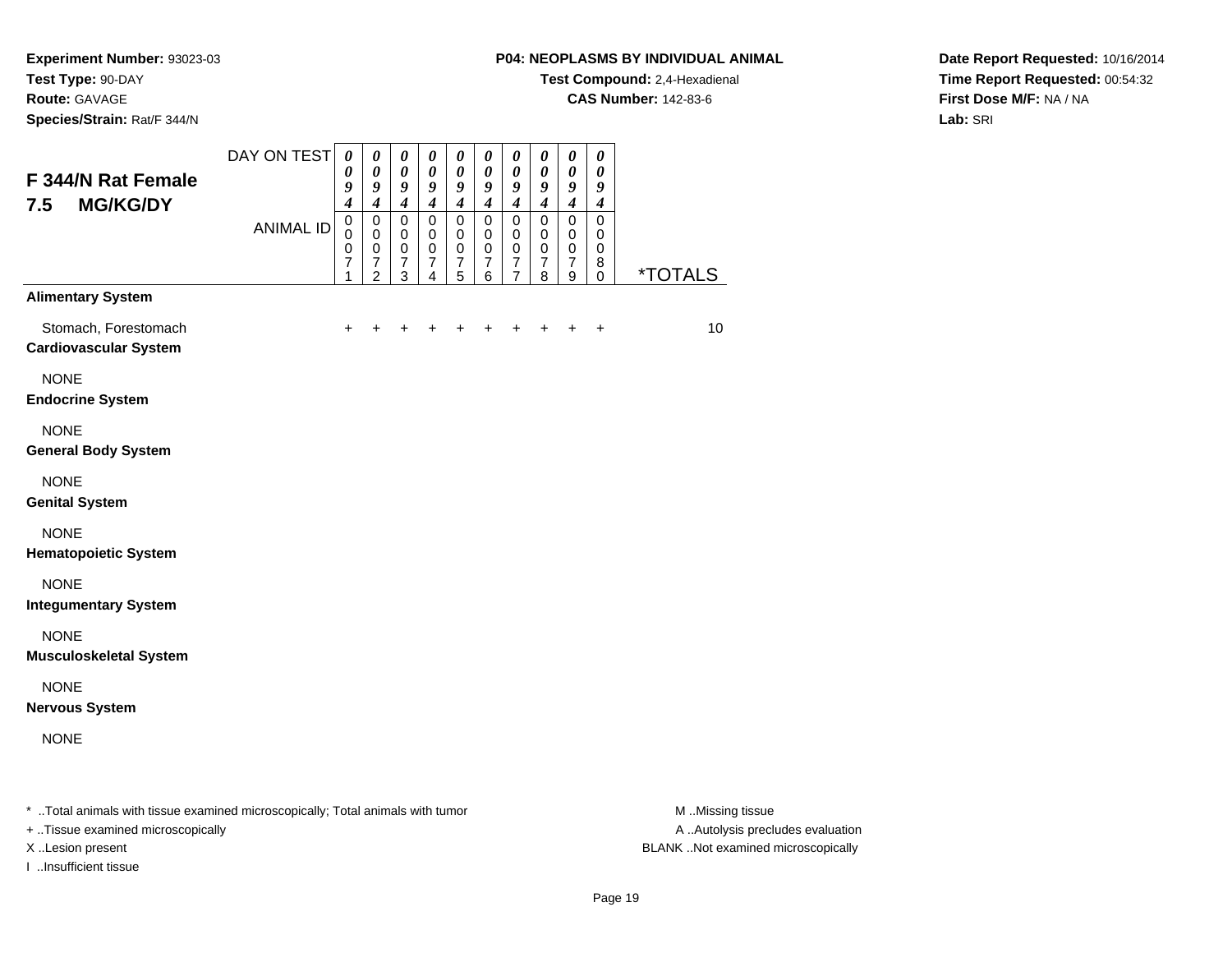**Experiment Number:** 93023-03
**Test Type:** 90-DAY
**Route:** GAVAGE
**Species/Strain:** Rat/F 344/N

**P04: NEOPLASMS BY INDIVIDUAL ANIMAL**
**Test Compound:** 2,4-Hexadienal
**CAS Number:** 142-83-6

**Date Report Requested:** 10/16/2014
**Time Report Requested:** 00:54:32
**First Dose M/F:** NA / NA
**Lab:** SRI

## F 344/N Rat Female 7.5 MG/KG/DY

| | | | | | | | | | | | |
|---|---|---|---|---|---|---|---|---|---|---|---|
| DAY ON TEST | 0094 | 0094 | 0094 | 0094 | 0094 | 0094 | 0094 | 0094 | 0094 | 0094 | |
| ANIMAL ID | 00071 | 00072 | 00073 | 00074 | 00075 | 00076 | 00077 | 00078 | 00079 | 00080 | *TOTALS |
| **Alimentary System** | | | | | | | | | | | |
| Stomach, Forestomach | + | + | + | + | + | + | + | + | + | + | 10 |
| **Cardiovascular System** | | | | | | | | | | | |
| NONE | | | | | | | | | | | |
| **Endocrine System** | | | | | | | | | | | |
| NONE | | | | | | | | | | | |
| **General Body System** | | | | | | | | | | | |
| NONE | | | | | | | | | | | |
| **Genital System** | | | | | | | | | | | |
| NONE | | | | | | | | | | | |
| **Hematopoietic System** | | | | | | | | | | | |
| NONE | | | | | | | | | | | |
| **Integumentary System** | | | | | | | | | | | |
| NONE | | | | | | | | | | | |
| **Musculoskeletal System** | | | | | | | | | | | |
| NONE | | | | | | | | | | | |
| **Nervous System** | | | | | | | | | | | |
| NONE | | | | | | | | | | | |

* ..Total animals with tissue examined microscopically; Total animals with tumor
+ ..Tissue examined microscopically
X ..Lesion present
I ..Insufficient tissue

M ..Missing tissue
A ..Autolysis precludes evaluation
BLANK ..Not examined microscopically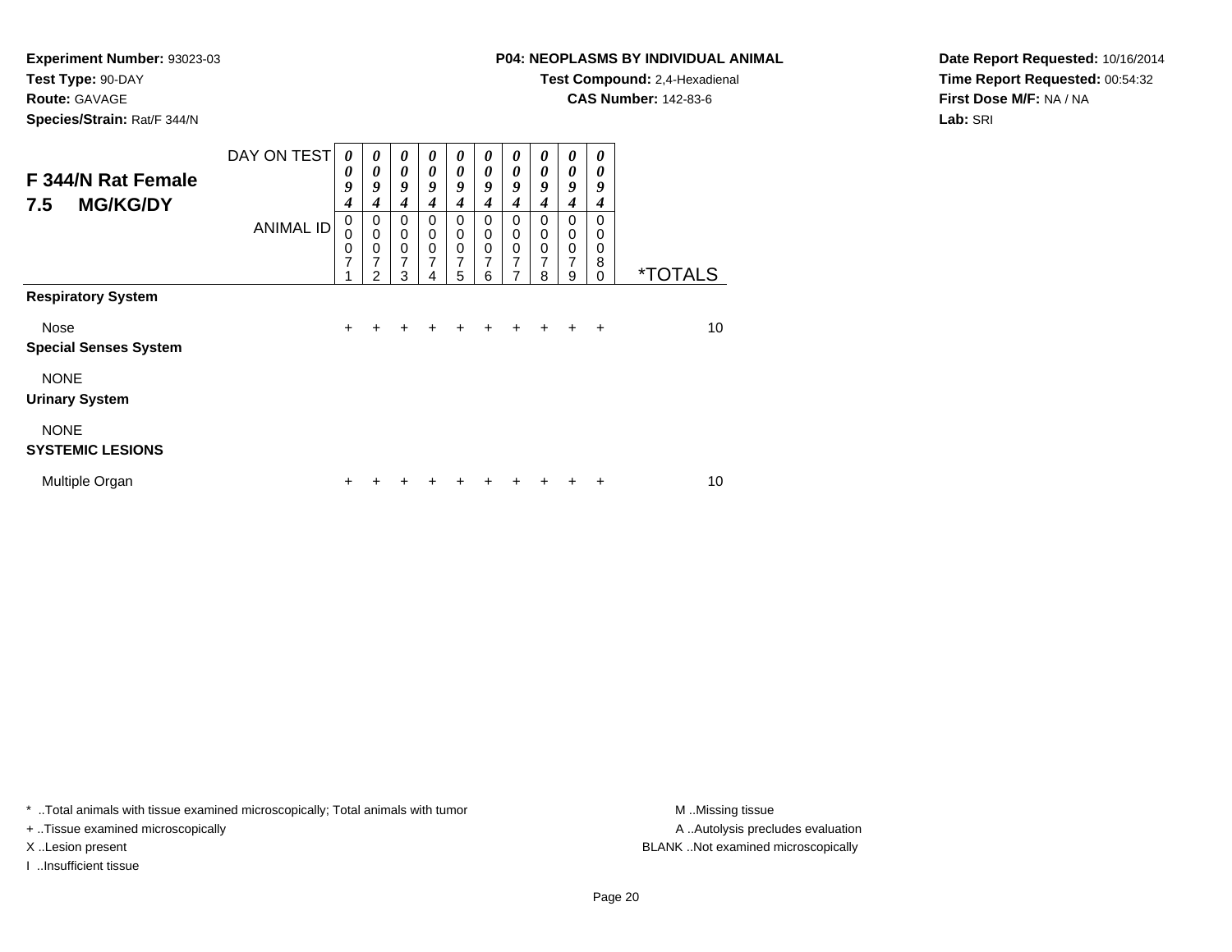**Experiment Number:** 93023-03
**Test Type:** 90-DAY
**Route:** GAVAGE
**Species/Strain:** Rat/F 344/N

**P04: NEOPLASMS BY INDIVIDUAL ANIMAL**
**Test Compound:** 2,4-Hexadienal
**CAS Number:** 142-83-6

**Date Report Requested:** 10/16/2014
**Time Report Requested:** 00:54:32
**First Dose M/F:** NA / NA
**Lab:** SRI

## F 344/N Rat Female
## 7.5 MG/KG/DY

| DAY ON TEST | 0094 | 0094 | 0094 | 0094 | 0094 | 0094 | 0094 | 0094 | 0094 | 0094 | |
|---|---|---|---|---|---|---|---|---|---|---|---|
| **ANIMAL ID** | 00071 | 00072 | 00073 | 00074 | 00075 | 00076 | 00077 | 00078 | 00079 | 00080 | ***TOTALS** |
| **Respiratory System** | | | | | | | | | | | |
| Nose | + | + | + | + | + | + | + | + | + | + | 10 |
| **Special Senses System** | | | | | | | | | | | |
| NONE | | | | | | | | | | | |
| **Urinary System** | | | | | | | | | | | |
| NONE | | | | | | | | | | | |
| **SYSTEMIC LESIONS** | | | | | | | | | | | |
| Multiple Organ | + | + | + | + | + | + | + | + | + | + | 10 |

* ..Total animals with tissue examined microscopically; Total animals with tumor
+ ..Tissue examined microscopically
X ..Lesion present
I ..Insufficient tissue

M ..Missing tissue
A ..Autolysis precludes evaluation
BLANK ..Not examined microscopically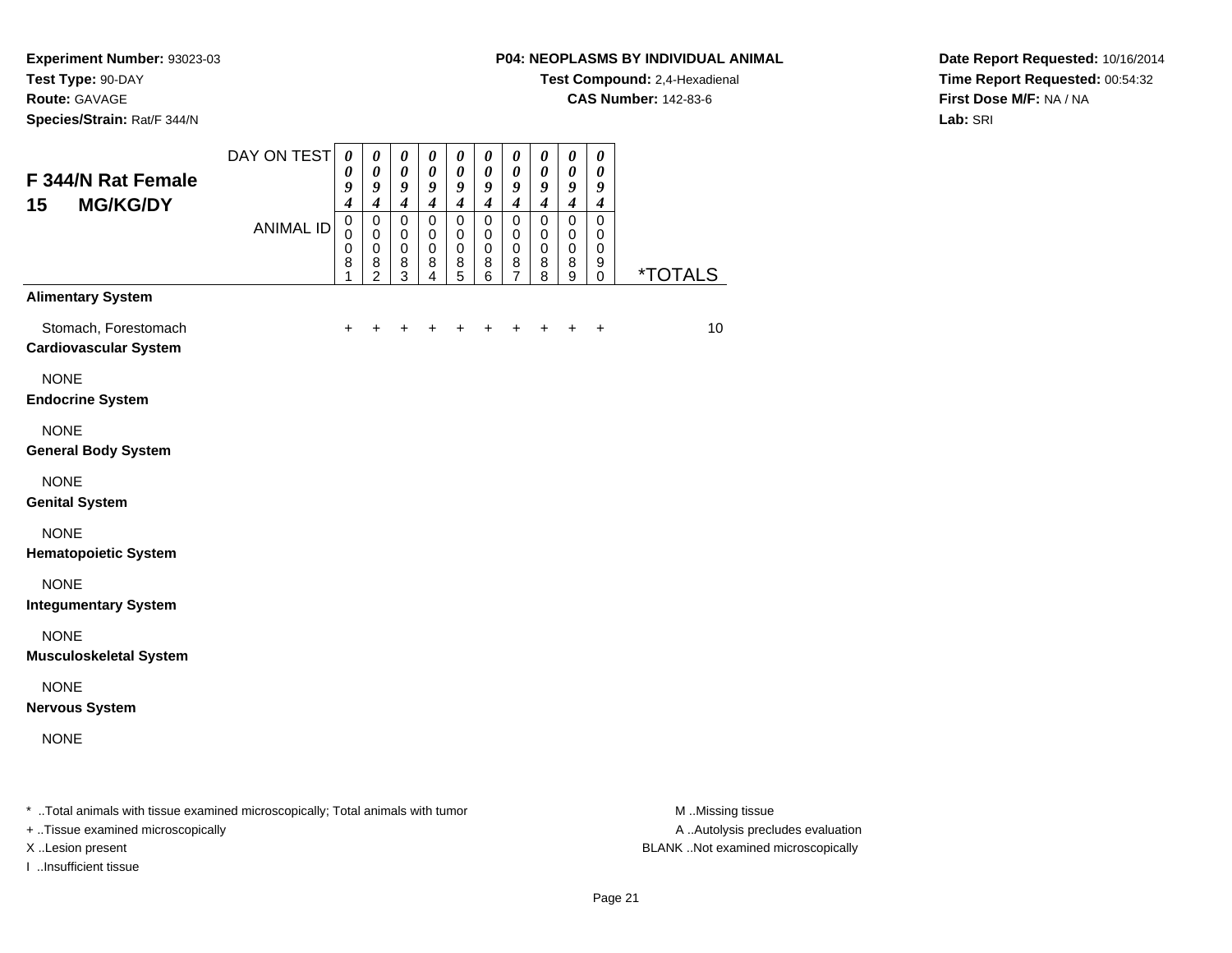**Experiment Number:** 93023-03
**Test Type:** 90-DAY
**Route:** GAVAGE
**Species/Strain:** Rat/F 344/N

**P04: NEOPLASMS BY INDIVIDUAL ANIMAL**
**Test Compound:** 2,4-Hexadienal
**CAS Number:** 142-83-6

**Date Report Requested:** 10/16/2014
**Time Report Requested:** 00:54:32
**First Dose M/F:** NA / NA
**Lab:** SRI

## F 344/N Rat Female 15 MG/KG/DY

| DAY ON TEST | 0094 | 0094 | 0094 | 0094 | 0094 | 0094 | 0094 | 0094 | 0094 | 0094 | |
|---|---|---|---|---|---|---|---|---|---|---|---|
| ANIMAL ID | 00081 | 00082 | 00083 | 00084 | 00085 | 00086 | 00087 | 00088 | 00089 | 00090 | *TOTALS |
| **Alimentary System** | | | | | | | | | | | |
| Stomach, Forestomach | + | + | + | + | + | + | + | + | + | + | 10 |
| **Cardiovascular System** | | | | | | | | | | | |
| NONE | | | | | | | | | | | |
| **Endocrine System** | | | | | | | | | | | |
| NONE | | | | | | | | | | | |
| **General Body System** | | | | | | | | | | | |
| NONE | | | | | | | | | | | |
| **Genital System** | | | | | | | | | | | |
| NONE | | | | | | | | | | | |
| **Hematopoietic System** | | | | | | | | | | | |
| NONE | | | | | | | | | | | |
| **Integumentary System** | | | | | | | | | | | |
| NONE | | | | | | | | | | | |
| **Musculoskeletal System** | | | | | | | | | | | |
| NONE | | | | | | | | | | | |
| **Nervous System** | | | | | | | | | | | |
| NONE | | | | | | | | | | | |

* ..Total animals with tissue examined microscopically; Total animals with tumor
+ ..Tissue examined microscopically
X ..Lesion present
I ..Insufficient tissue

M ..Missing tissue
A ..Autolysis precludes evaluation
BLANK ..Not examined microscopically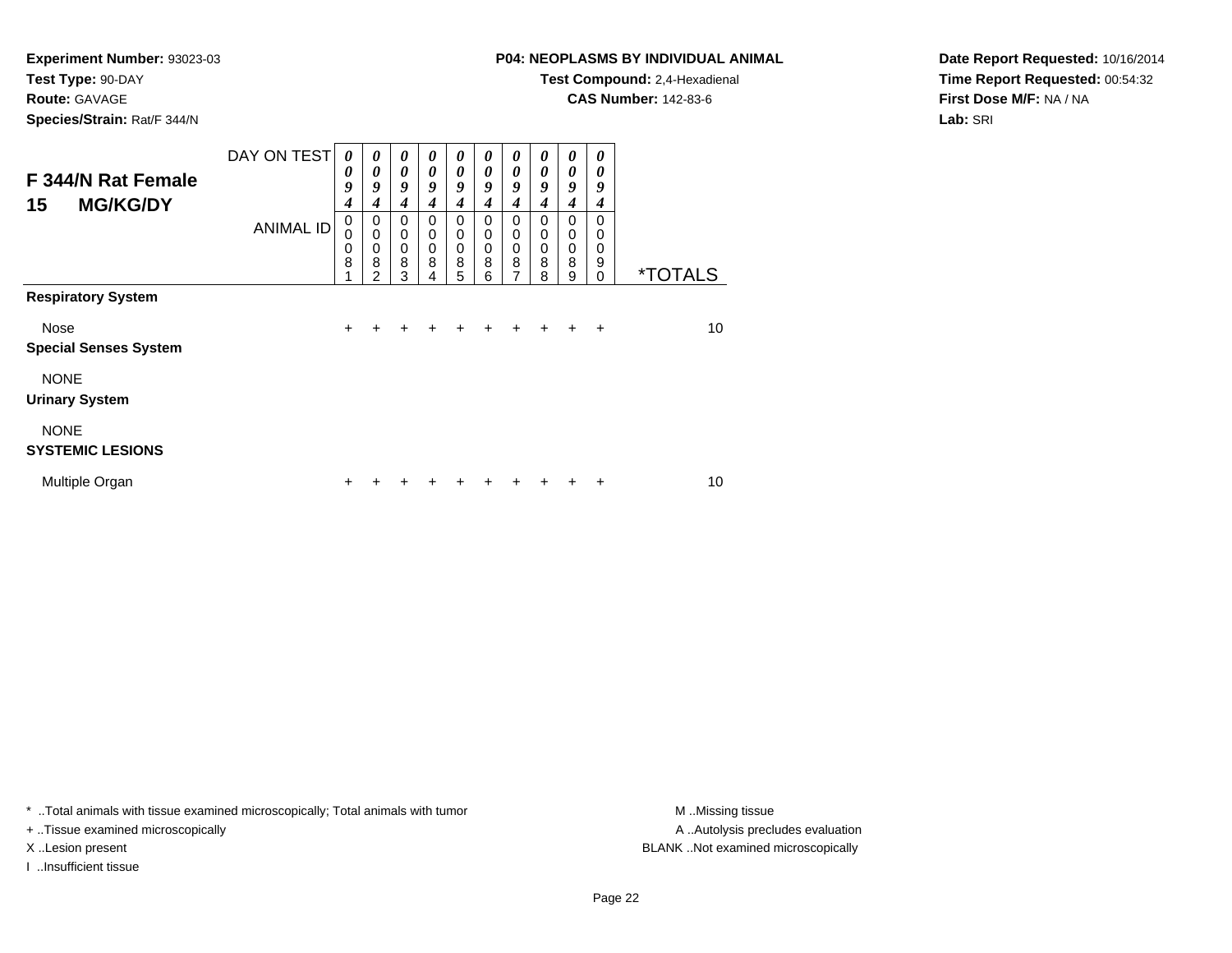**Experiment Number:** 93023-03
**Test Type:** 90-DAY
**Route:** GAVAGE
**Species/Strain:** Rat/F 344/N

**P04: NEOPLASMS BY INDIVIDUAL ANIMAL**
**Test Compound:** 2,4-Hexadienal
**CAS Number:** 142-83-6

**Date Report Requested:** 10/16/2014
**Time Report Requested:** 00:54:32
**First Dose M/F:** NA / NA
**Lab:** SRI

## F 344/N Rat Female 15 MG/KG/DY

| DAY ON TEST | 0094 | 0094 | 0094 | 0094 | 0094 | 0094 | 0094 | 0094 | 0094 | 0094 | |
|---|---|---|---|---|---|---|---|---|---|---|---|
| ANIMAL ID | 00081 | 00082 | 00083 | 00084 | 00085 | 00086 | 00087 | 00088 | 00089 | 00090 | *TOTALS |
| **Respiratory System** | | | | | | | | | | | |
| Nose | + | + | + | + | + | + | + | + | + | + | 10 |
| **Special Senses System** | | | | | | | | | | | |
| NONE | | | | | | | | | | | |
| **Urinary System** | | | | | | | | | | | |
| NONE | | | | | | | | | | | |
| **SYSTEMIC LESIONS** | | | | | | | | | | | |
| Multiple Organ | + | + | + | + | + | + | + | + | + | + | 10 |

* ..Total animals with tissue examined microscopically; Total animals with tumor
+ ..Tissue examined microscopically
X ..Lesion present
I ..Insufficient tissue

M ..Missing tissue
A ..Autolysis precludes evaluation
BLANK ..Not examined microscopically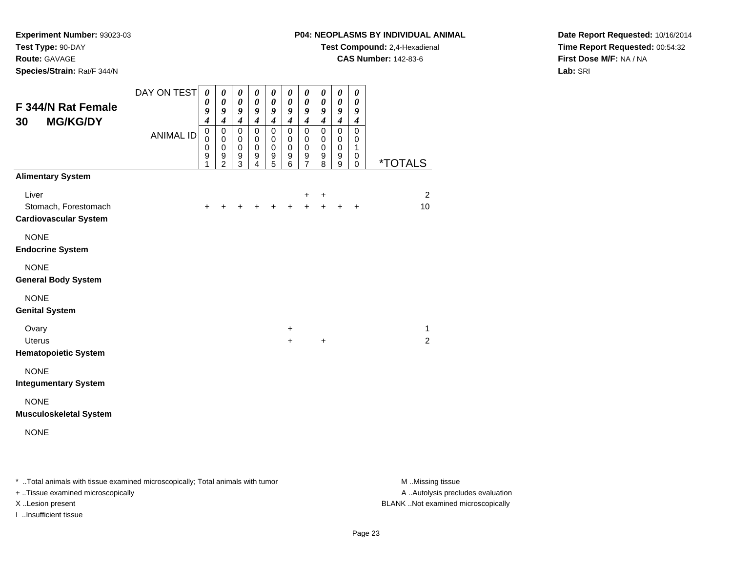**Experiment Number:** 93023-03
**Test Type:** 90-DAY
**Route:** GAVAGE
**Species/Strain:** Rat/F 344/N

**P04: NEOPLASMS BY INDIVIDUAL ANIMAL**
**Test Compound:** 2,4-Hexadienal
**CAS Number:** 142-83-6

**Date Report Requested:** 10/16/2014
**Time Report Requested:** 00:54:32
**First Dose M/F:** NA / NA
**Lab:** SRI

## F 344/N Rat Female 30 MG/KG/DY

| DAY ON TEST | 0094 | 0094 | 0094 | 0094 | 0094 | 0094 | 0094 | 0094 | 0094 | 0094 | |
|---|---|---|---|---|---|---|---|---|---|---|---|
| ANIMAL ID | 00091 | 00092 | 00093 | 00094 | 00095 | 00096 | 00097 | 00098 | 00099 | 00100 | *TOTALS |
| **Alimentary System** | | | | | | | | | | | |
| Liver | | | | | | | + | + | | | 2 |
| Stomach, Forestomach | + | + | + | + | + | + | + | + | + | + | 10 |
| **Cardiovascular System** | | | | | | | | | | | |
| NONE | | | | | | | | | | | |
| **Endocrine System** | | | | | | | | | | | |
| NONE | | | | | | | | | | | |
| **General Body System** | | | | | | | | | | | |
| NONE | | | | | | | | | | | |
| **Genital System** | | | | | | | | | | | |
| Ovary | | | | | | + | | | | | 1 |
| Uterus | | | | | | + | | + | | | 2 |
| **Hematopoietic System** | | | | | | | | | | | |
| NONE | | | | | | | | | | | |
| **Integumentary System** | | | | | | | | | | | |
| NONE | | | | | | | | | | | |
| **Musculoskeletal System** | | | | | | | | | | | |
| NONE | | | | | | | | | | | |

* ..Total animals with tissue examined microscopically; Total animals with tumor
+ ..Tissue examined microscopically
X ..Lesion present
I ..Insufficient tissue

M ..Missing tissue
A ..Autolysis precludes evaluation
BLANK ..Not examined microscopically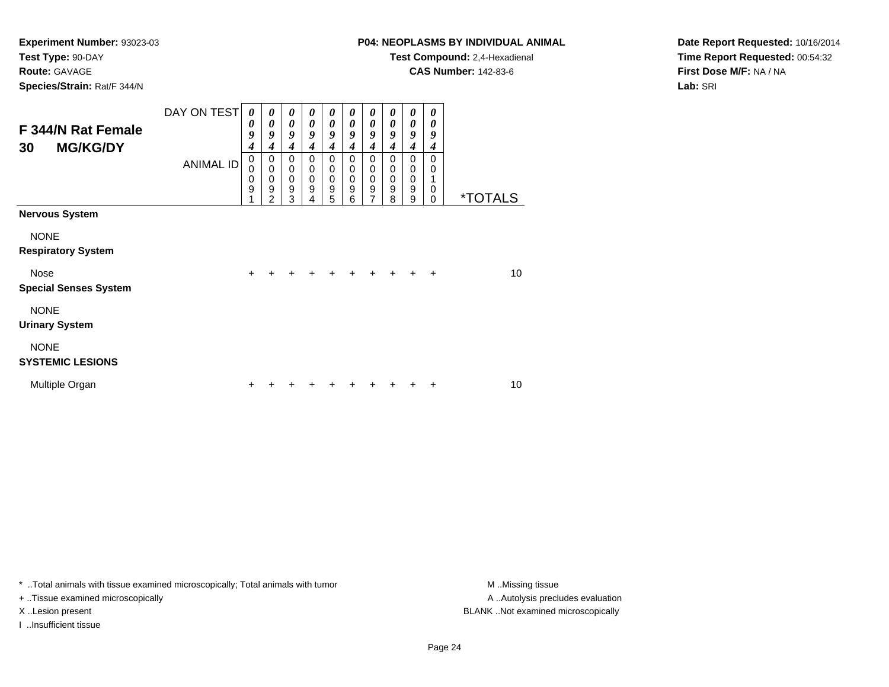**Experiment Number:** 93023-03
**Test Type:** 90-DAY
**Route:** GAVAGE
**Species/Strain:** Rat/F 344/N

**P04: NEOPLASMS BY INDIVIDUAL ANIMAL**
**Test Compound:** 2,4-Hexadienal
**CAS Number:** 142-83-6

**Date Report Requested:** 10/16/2014
**Time Report Requested:** 00:54:32
**First Dose M/F:** NA / NA
**Lab:** SRI

## F 344/N Rat Female 30 MG/KG/DY

| DAY ON TEST | 0094 | 0094 | 0094 | 0094 | 0094 | 0094 | 0094 | 0094 | 0094 | 0094 | |
|---|---|---|---|---|---|---|---|---|---|---|---|
| **ANIMAL ID** | 00091 | 00092 | 00093 | 00094 | 00095 | 00096 | 00097 | 00098 | 00099 | 00100 | ***TOTALS** |
| **Nervous System** | | | | | | | | | | | |
| NONE | | | | | | | | | | | |
| **Respiratory System** | | | | | | | | | | | |
| Nose | + | + | + | + | + | + | + | + | + | + | 10 |
| **Special Senses System** | | | | | | | | | | | |
| NONE | | | | | | | | | | | |
| **Urinary System** | | | | | | | | | | | |
| NONE | | | | | | | | | | | |
| **SYSTEMIC LESIONS** | | | | | | | | | | | |
| Multiple Organ | + | + | + | + | + | + | + | + | + | + | 10 |

* ..Total animals with tissue examined microscopically; Total animals with tumor
+ ..Tissue examined microscopically
X ..Lesion present
I ..Insufficient tissue

M ..Missing tissue
A ..Autolysis precludes evaluation
BLANK ..Not examined microscopically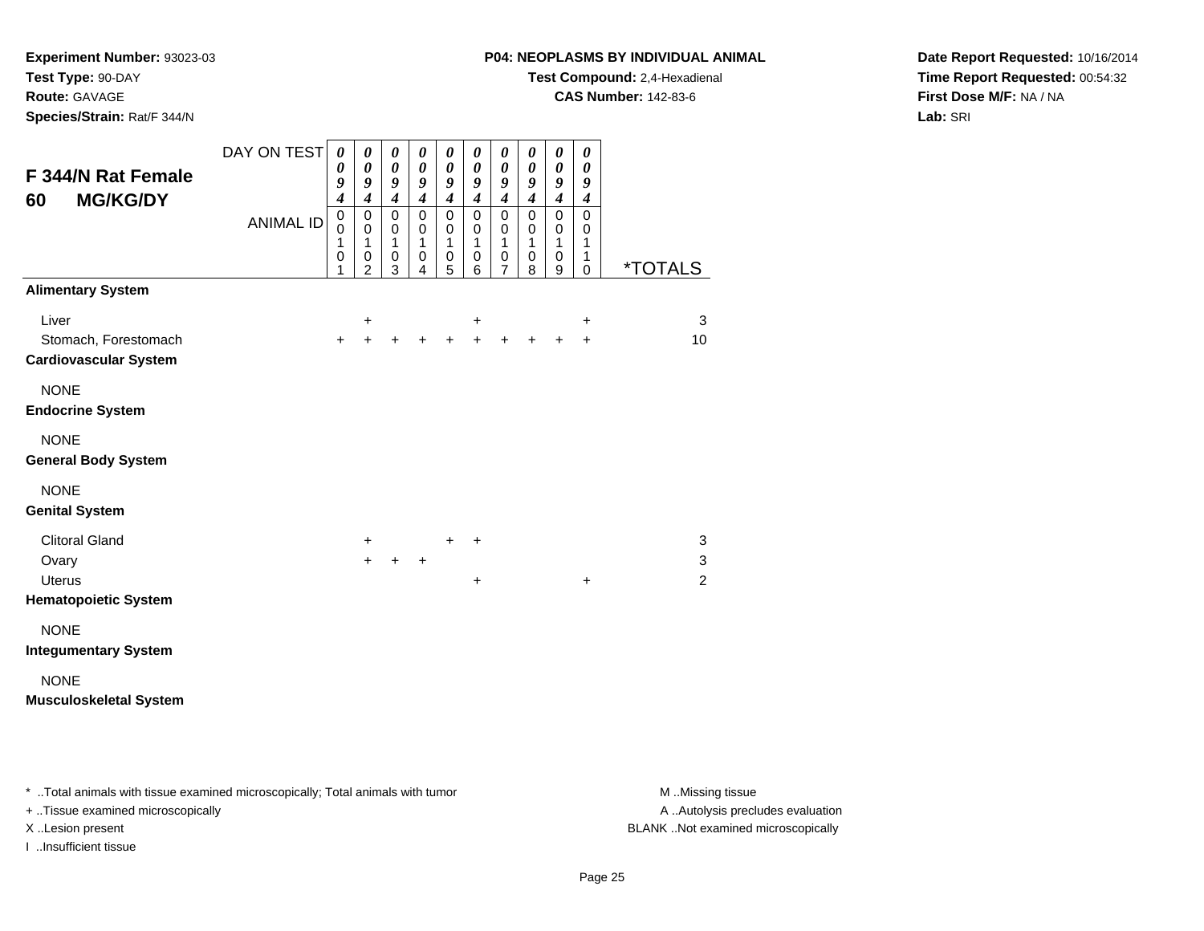**Experiment Number:** 93023-03
**Test Type:** 90-DAY
**Route:** GAVAGE
**Species/Strain:** Rat/F 344/N

**P04: NEOPLASMS BY INDIVIDUAL ANIMAL**
**Test Compound:** 2,4-Hexadienal
**CAS Number:** 142-83-6

**Date Report Requested:** 10/16/2014
**Time Report Requested:** 00:54:32
**First Dose M/F:** NA / NA
**Lab:** SRI

## F 344/N Rat Female 60 MG/KG/DY

| DAY ON TEST | 0094 | 0094 | 0094 | 0094 | 0094 | 0094 | 0094 | 0094 | 0094 | 0094 | |
|---|---|---|---|---|---|---|---|---|---|---|---|
| **ANIMAL ID** | 00101 | 00102 | 00103 | 00104 | 00105 | 00106 | 00107 | 00108 | 00109 | 00110 | ***TOTALS** |
| **Alimentary System** | | | | | | | | | | | |
| Liver | | + | | | | + | | | | + | 3 |
| Stomach, Forestomach | + | + | + | + | + | + | + | + | + | + | 10 |
| **Cardiovascular System** | | | | | | | | | | | |
| NONE | | | | | | | | | | | |
| **Endocrine System** | | | | | | | | | | | |
| NONE | | | | | | | | | | | |
| **General Body System** | | | | | | | | | | | |
| NONE | | | | | | | | | | | |
| **Genital System** | | | | | | | | | | | |
| Clitoral Gland | | + | | | + | + | | | | | 3 |
| Ovary | | + | + | + | | | | | | | 3 |
| Uterus | | | | | | + | | | | + | 2 |
| **Hematopoietic System** | | | | | | | | | | | |
| NONE | | | | | | | | | | | |
| **Integumentary System** | | | | | | | | | | | |
| NONE | | | | | | | | | | | |
| **Musculoskeletal System** | | | | | | | | | | | |

\* ..Total animals with tissue examined microscopically; Total animals with tumor
+ ..Tissue examined microscopically
X ..Lesion present
I ..Insufficient tissue

M ..Missing tissue
A ..Autolysis precludes evaluation
BLANK ..Not examined microscopically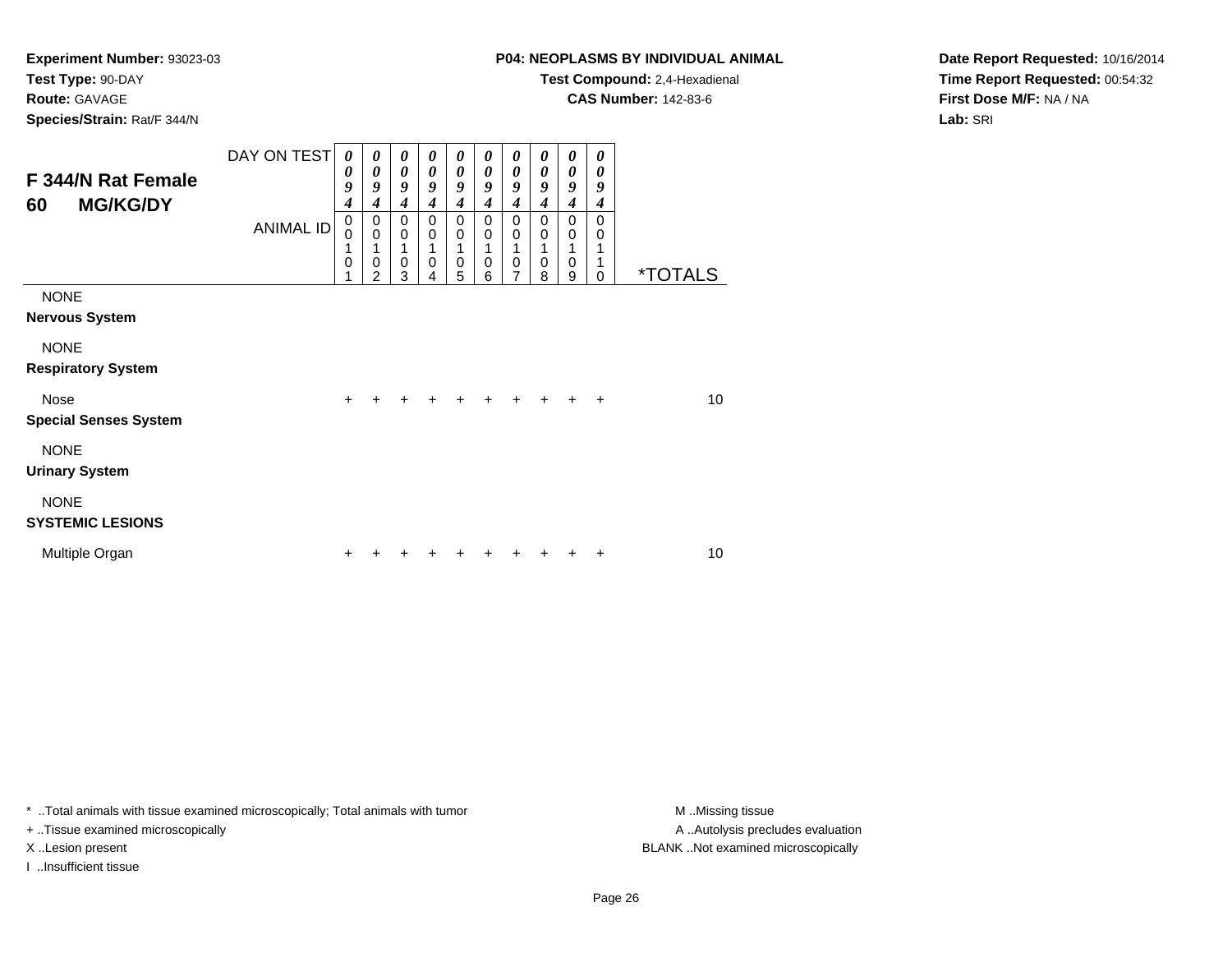**Experiment Number:** 93023-03
**Test Type:** 90-DAY
**Route:** GAVAGE
**Species/Strain:** Rat/F 344/N

**P04: NEOPLASMS BY INDIVIDUAL ANIMAL**
**Test Compound:** 2,4-Hexadienal
**CAS Number:** 142-83-6

**Date Report Requested:** 10/16/2014
**Time Report Requested:** 00:54:32
**First Dose M/F:** NA / NA
**Lab:** SRI

## F 344/N Rat Female 60 MG/KG/DY

| DAY ON TEST | 0094 | 0094 | 0094 | 0094 | 0094 | 0094 | 0094 | 0094 | 0094 | 0094 | |
|---|---|---|---|---|---|---|---|---|---|---|---|
| ANIMAL ID | 00101 | 00102 | 00103 | 00104 | 00105 | 00106 | 00107 | 00108 | 00109 | 00110 | *TOTALS |
| NONE | | | | | | | | | | | |
| **Nervous System** | | | | | | | | | | | |
| NONE | | | | | | | | | | | |
| **Respiratory System** | | | | | | | | | | | |
| Nose | + | + | + | + | + | + | + | + | + | + | 10 |
| **Special Senses System** | | | | | | | | | | | |
| NONE | | | | | | | | | | | |
| **Urinary System** | | | | | | | | | | | |
| NONE | | | | | | | | | | | |
| **SYSTEMIC LESIONS** | | | | | | | | | | | |
| Multiple Organ | + | + | + | + | + | + | + | + | + | + | 10 |

* ..Total animals with tissue examined microscopically; Total animals with tumor
+ ..Tissue examined microscopically
X ..Lesion present
I ..Insufficient tissue

M ..Missing tissue
A ..Autolysis precludes evaluation
BLANK ..Not examined microscopically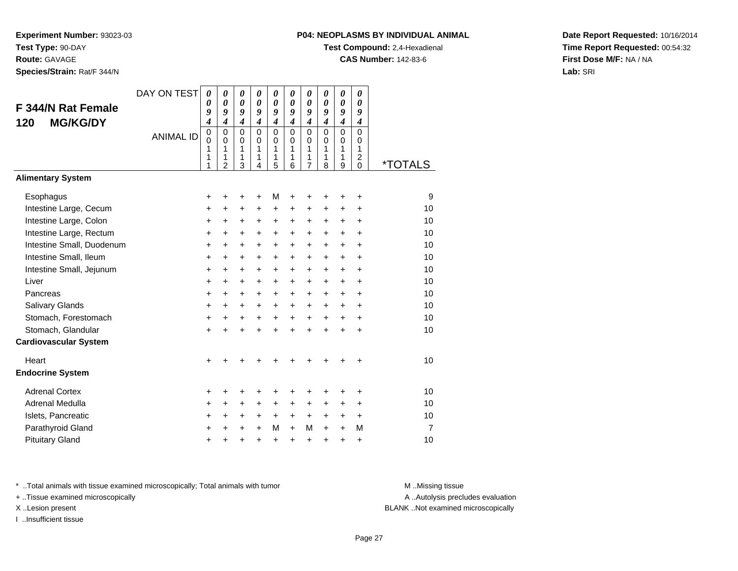**Experiment Number:** 93023-03
**Test Type:** 90-DAY
**Route:** GAVAGE
**Species/Strain:** Rat/F 344/N

**P04: NEOPLASMS BY INDIVIDUAL ANIMAL**
**Test Compound:** 2,4-Hexadienal
**CAS Number:** 142-83-6

**Date Report Requested:** 10/16/2014
**Time Report Requested:** 00:54:32
**First Dose M/F:** NA / NA
**Lab:** SRI

## F 344/N Rat Female 120 MG/KG/DY

| DAY ON TEST | 0094 | 0094 | 0094 | 0094 | 0094 | 0094 | 0094 | 0094 | 0094 | 0094 | |
|---|---|---|---|---|---|---|---|---|---|---|---|
| **ANIMAL ID** | 00111 | 00112 | 00113 | 00114 | 00115 | 00116 | 00117 | 00118 | 00119 | 00120 | ***TOTALS** |
| **Alimentary System** | | | | | | | | | | | |
| Esophagus | + | + | + | + | M | + | + | + | + | + | 9 |
| Intestine Large, Cecum | + | + | + | + | + | + | + | + | + | + | 10 |
| Intestine Large, Colon | + | + | + | + | + | + | + | + | + | + | 10 |
| Intestine Large, Rectum | + | + | + | + | + | + | + | + | + | + | 10 |
| Intestine Small, Duodenum | + | + | + | + | + | + | + | + | + | + | 10 |
| Intestine Small, Ileum | + | + | + | + | + | + | + | + | + | + | 10 |
| Intestine Small, Jejunum | + | + | + | + | + | + | + | + | + | + | 10 |
| Liver | + | + | + | + | + | + | + | + | + | + | 10 |
| Pancreas | + | + | + | + | + | + | + | + | + | + | 10 |
| Salivary Glands | + | + | + | + | + | + | + | + | + | + | 10 |
| Stomach, Forestomach | + | + | + | + | + | + | + | + | + | + | 10 |
| Stomach, Glandular | + | + | + | + | + | + | + | + | + | + | 10 |
| **Cardiovascular System** | | | | | | | | | | | |
| Heart | + | + | + | + | + | + | + | + | + | + | 10 |
| **Endocrine System** | | | | | | | | | | | |
| Adrenal Cortex | + | + | + | + | + | + | + | + | + | + | 10 |
| Adrenal Medulla | + | + | + | + | + | + | + | + | + | + | 10 |
| Islets, Pancreatic | + | + | + | + | + | + | + | + | + | + | 10 |
| Parathyroid Gland | + | + | + | + | M | + | M | + | + | M | 7 |
| Pituitary Gland | + | + | + | + | + | + | + | + | + | + | 10 |

\* ..Total animals with tissue examined microscopically; Total animals with tumor
+ ..Tissue examined microscopically
X ..Lesion present
I ..Insufficient tissue

M ..Missing tissue
A ..Autolysis precludes evaluation
BLANK ..Not examined microscopically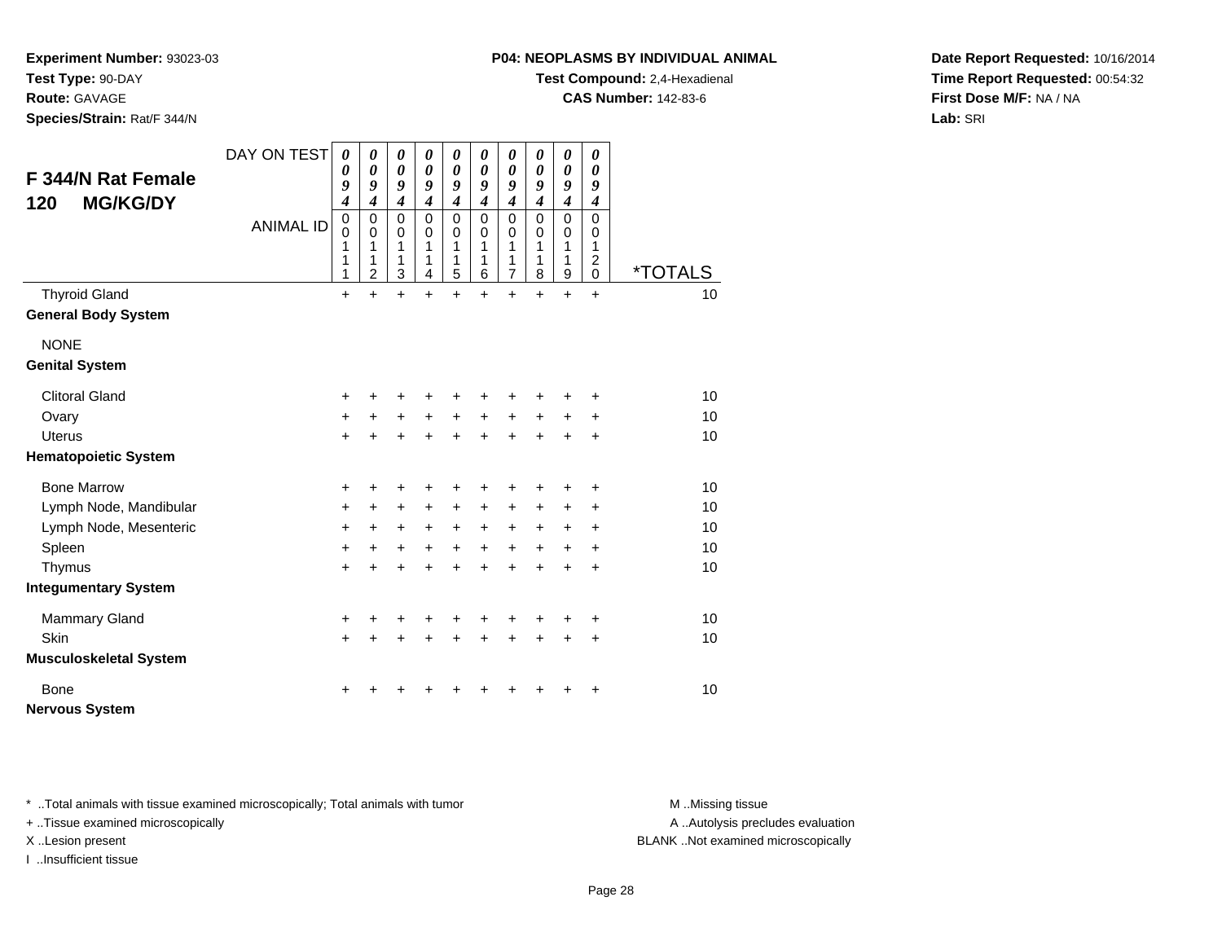**Experiment Number:** 93023-03
**Test Type:** 90-DAY
**Route:** GAVAGE
**Species/Strain:** Rat/F 344/N

**P04: NEOPLASMS BY INDIVIDUAL ANIMAL**
**Test Compound:** 2,4-Hexadienal
**CAS Number:** 142-83-6

**Date Report Requested:** 10/16/2014
**Time Report Requested:** 00:54:32
**First Dose M/F:** NA / NA
**Lab:** SRI

## F 344/N Rat Female 120 MG/KG/DY

| DAY ON TEST | 0094 | 0094 | 0094 | 0094 | 0094 | 0094 | 0094 | 0094 | 0094 | 0094 | |
|---|---|---|---|---|---|---|---|---|---|---|---|
| ANIMAL ID | 00111 | 00112 | 00113 | 00114 | 00115 | 00116 | 00117 | 00118 | 00119 | 00120 | *TOTALS |
| Thyroid Gland | + | + | + | + | + | + | + | + | + | + | 10 |
| **General Body System** | | | | | | | | | | | |
| NONE | | | | | | | | | | | |
| **Genital System** | | | | | | | | | | | |
| Clitoral Gland | + | + | + | + | + | + | + | + | + | + | 10 |
| Ovary | + | + | + | + | + | + | + | + | + | + | 10 |
| Uterus | + | + | + | + | + | + | + | + | + | + | 10 |
| **Hematopoietic System** | | | | | | | | | | | |
| Bone Marrow | + | + | + | + | + | + | + | + | + | + | 10 |
| Lymph Node, Mandibular | + | + | + | + | + | + | + | + | + | + | 10 |
| Lymph Node, Mesenteric | + | + | + | + | + | + | + | + | + | + | 10 |
| Spleen | + | + | + | + | + | + | + | + | + | + | 10 |
| Thymus | + | + | + | + | + | + | + | + | + | + | 10 |
| **Integumentary System** | | | | | | | | | | | |
| Mammary Gland | + | + | + | + | + | + | + | + | + | + | 10 |
| Skin | + | + | + | + | + | + | + | + | + | + | 10 |
| **Musculoskeletal System** | | | | | | | | | | | |
| Bone | + | + | + | + | + | + | + | + | + | + | 10 |
| **Nervous System** | | | | | | | | | | | |

* ..Total animals with tissue examined microscopically; Total animals with tumor
+ ..Tissue examined microscopically
X ..Lesion present
I ..Insufficient tissue

M ..Missing tissue
A ..Autolysis precludes evaluation
BLANK ..Not examined microscopically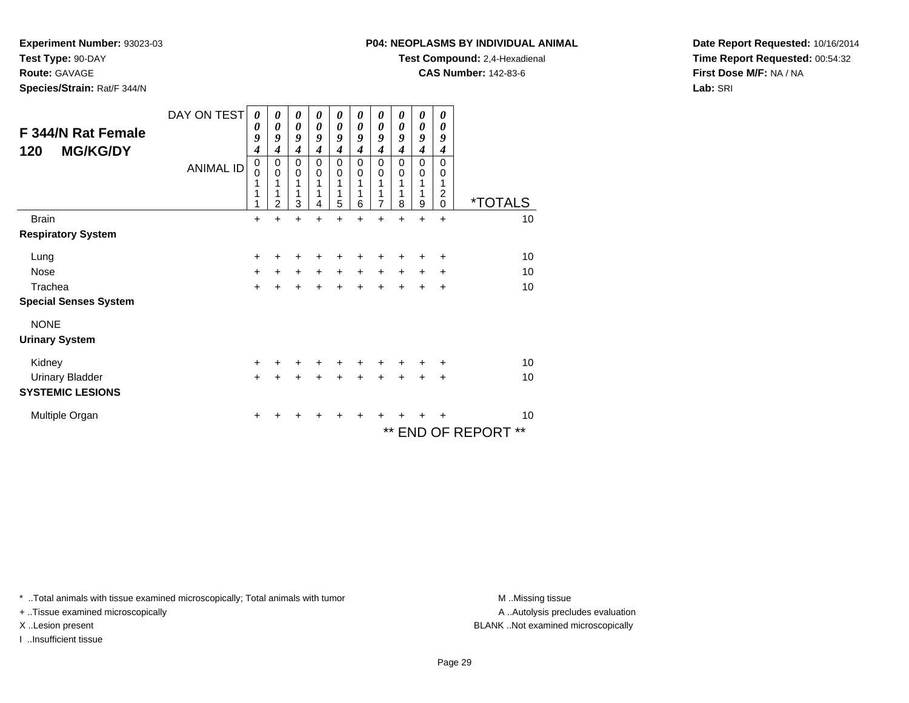**Experiment Number:** 93023-03
**Test Type:** 90-DAY
**Route:** GAVAGE
**Species/Strain:** Rat/F 344/N

**P04: NEOPLASMS BY INDIVIDUAL ANIMAL**
**Test Compound:** 2,4-Hexadienal
**CAS Number:** 142-83-6

**Date Report Requested:** 10/16/2014
**Time Report Requested:** 00:54:32
**First Dose M/F:** NA / NA
**Lab:** SRI

## F 344/N Rat Female 120 MG/KG/DY

| DAY ON TEST | 0094 | 0094 | 0094 | 0094 | 0094 | 0094 | 0094 | 0094 | 0094 | 0094 | |
|---|---|---|---|---|---|---|---|---|---|---|---|
| ANIMAL ID | 00111 | 00112 | 00113 | 00114 | 00115 | 00116 | 00117 | 00118 | 00119 | 00120 | *TOTALS |
| Brain | + | + | + | + | + | + | + | + | + | + | 10 |
| **Respiratory System** | | | | | | | | | | | |
| Lung | + | + | + | + | + | + | + | + | + | + | 10 |
| Nose | + | + | + | + | + | + | + | + | + | + | 10 |
| Trachea | + | + | + | + | + | + | + | + | + | + | 10 |
| **Special Senses System** | | | | | | | | | | | |
| NONE | | | | | | | | | | | |
| **Urinary System** | | | | | | | | | | | |
| Kidney | + | + | + | + | + | + | + | + | + | + | 10 |
| Urinary Bladder | + | + | + | + | + | + | + | + | + | + | 10 |
| **SYSTEMIC LESIONS** | | | | | | | | | | | |
| Multiple Organ | + | + | + | + | + | + | + | + | + | + | 10 |

** END OF REPORT **

* ..Total animals with tissue examined microscopically; Total animals with tumor
+ ..Tissue examined microscopically
X ..Lesion present
I ..Insufficient tissue

M ..Missing tissue
A ..Autolysis precludes evaluation
BLANK ..Not examined microscopically